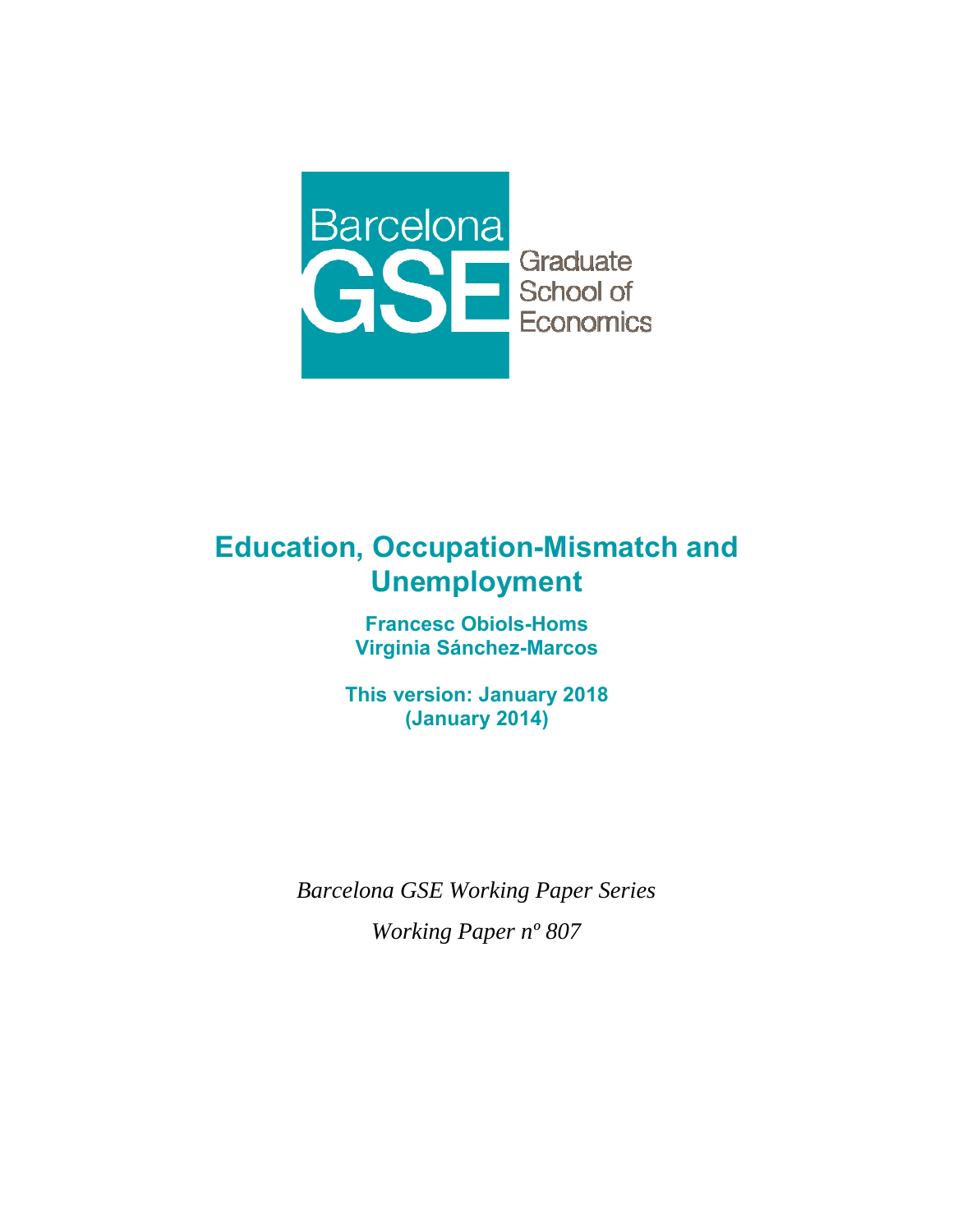Barcelona GSE Graduate School of Economics

# Education, Occupation-Mismatch and Unemployment

**Francesc Obiols-Homs**
**Virginia Sánchez-Marcos**

**This version: January 2018**
**(January 2014)**

*Barcelona GSE Working Paper Series*

*Working Paper nº 807*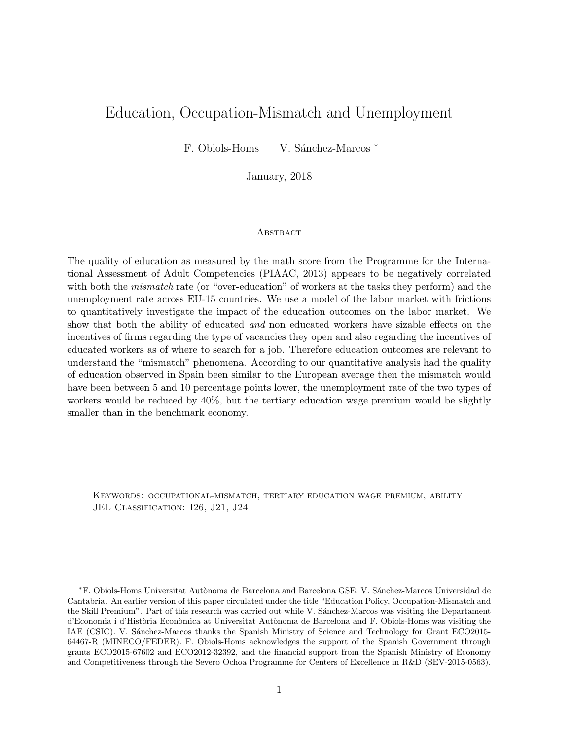# Education, Occupation-Mismatch and Unemployment

F. Obiols-Homs V. Sánchez-Marcos [*]

January, 2018

### Abstract

The quality of education as measured by the math score from the Programme for the International Assessment of Adult Competencies (PIAAC, 2013) appears to be negatively correlated with both the *mismatch* rate (or "over-education" of workers at the tasks they perform) and the unemployment rate across EU-15 countries. We use a model of the labor market with frictions to quantitatively investigate the impact of the education outcomes on the labor market. We show that both the ability of educated *and* non educated workers have sizable effects on the incentives of firms regarding the type of vacancies they open and also regarding the incentives of educated workers as of where to search for a job. Therefore education outcomes are relevant to understand the "mismatch" phenomena. According to our quantitative analysis had the quality of education observed in Spain been similar to the European average then the mismatch would have been between 5 and 10 percentage points lower, the unemployment rate of the two types of workers would be reduced by 40%, but the tertiary education wage premium would be slightly smaller than in the benchmark economy.

Keywords: occupational-mismatch, tertiary education wage premium, ability
JEL Classification: I26, J21, J24

---

[*] F. Obiols-Homs Universitat Autònoma de Barcelona and Barcelona GSE; V. Sánchez-Marcos Universidad de Cantabria. An earlier version of this paper circulated under the title "Education Policy, Occupation-Mismatch and the Skill Premium". Part of this research was carried out while V. Sánchez-Marcos was visiting the Departament d'Economia i d'Història Econòmica at Universitat Autònoma de Barcelona and F. Obiols-Homs was visiting the IAE (CSIC). V. Sánchez-Marcos thanks the Spanish Ministry of Science and Technology for Grant ECO2015-64467-R (MINECO/FEDER). F. Obiols-Homs acknowledges the support of the Spanish Government through grants ECO2015-67602 and ECO2012-32392, and the financial support from the Spanish Ministry of Economy and Competitiveness through the Severo Ochoa Programme for Centers of Excellence in R&D (SEV-2015-0563).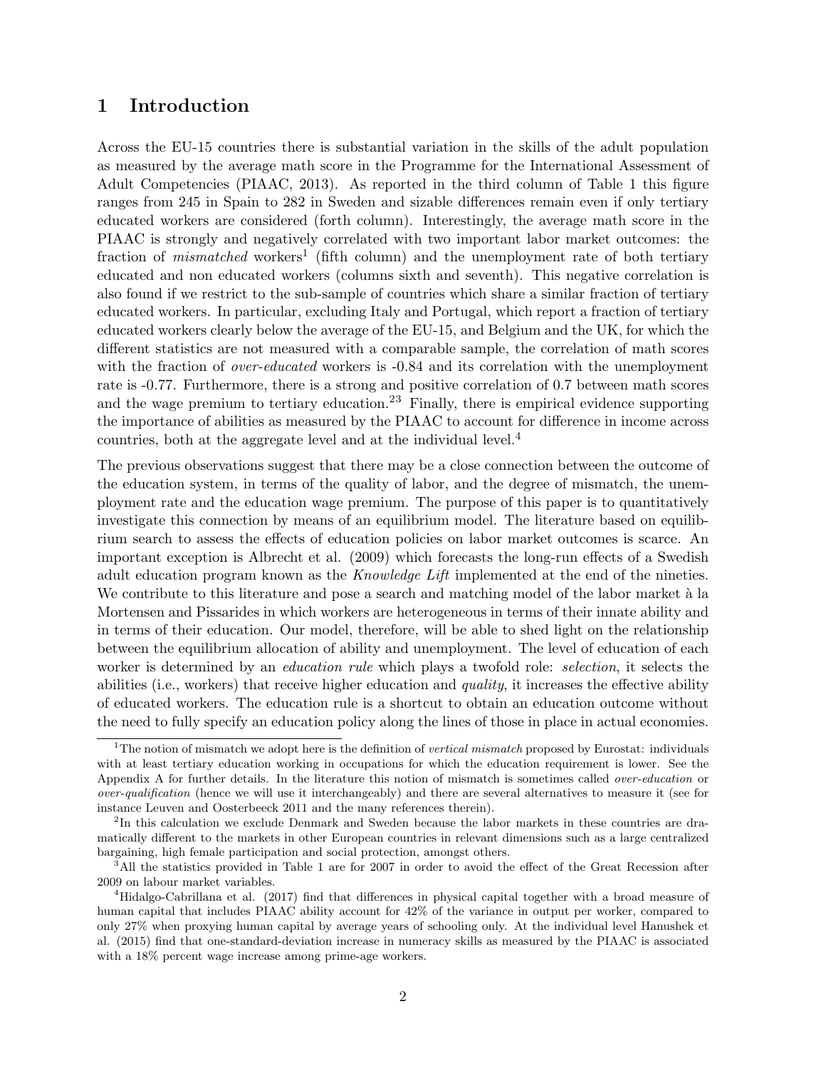# 1 Introduction

Across the EU-15 countries there is substantial variation in the skills of the adult population as measured by the average math score in the Programme for the International Assessment of Adult Competencies (PIAAC, 2013). As reported in the third column of Table 1 this figure ranges from 245 in Spain to 282 in Sweden and sizable differences remain even if only tertiary educated workers are considered (forth column). Interestingly, the average math score in the PIAAC is strongly and negatively correlated with two important labor market outcomes: the fraction of *mismatched* workers[1] (fifth column) and the unemployment rate of both tertiary educated and non educated workers (columns sixth and seventh). This negative correlation is also found if we restrict to the sub-sample of countries which share a similar fraction of tertiary educated workers. In particular, excluding Italy and Portugal, which report a fraction of tertiary educated workers clearly below the average of the EU-15, and Belgium and the UK, for which the different statistics are not measured with a comparable sample, the correlation of math scores with the fraction of *over-educated* workers is -0.84 and its correlation with the unemployment rate is -0.77. Furthermore, there is a strong and positive correlation of 0.7 between math scores and the wage premium to tertiary education.[2][3] Finally, there is empirical evidence supporting the importance of abilities as measured by the PIAAC to account for difference in income across countries, both at the aggregate level and at the individual level.[4]

The previous observations suggest that there may be a close connection between the outcome of the education system, in terms of the quality of labor, and the degree of mismatch, the unemployment rate and the education wage premium. The purpose of this paper is to quantitatively investigate this connection by means of an equilibrium model. The literature based on equilibrium search to assess the effects of education policies on labor market outcomes is scarce. An important exception is Albrecht et al. (2009) which forecasts the long-run effects of a Swedish adult education program known as the *Knowledge Lift* implemented at the end of the nineties. We contribute to this literature and pose a search and matching model of the labor market à la Mortensen and Pissarides in which workers are heterogeneous in terms of their innate ability and in terms of their education. Our model, therefore, will be able to shed light on the relationship between the equilibrium allocation of ability and unemployment. The level of education of each worker is determined by an *education rule* which plays a twofold role: *selection*, it selects the abilities (i.e., workers) that receive higher education and *quality*, it increases the effective ability of educated workers. The education rule is a shortcut to obtain an education outcome without the need to fully specify an education policy along the lines of those in place in actual economies.

---

[1] The notion of mismatch we adopt here is the definition of *vertical mismatch* proposed by Eurostat: individuals with at least tertiary education working in occupations for which the education requirement is lower. See the Appendix A for further details. In the literature this notion of mismatch is sometimes called *over-education* or *over-qualification* (hence we will use it interchangeably) and there are several alternatives to measure it (see for instance Leuven and Oosterbeeck 2011 and the many references therein).

[2] In this calculation we exclude Denmark and Sweden because the labor markets in these countries are dramatically different to the markets in other European countries in relevant dimensions such as a large centralized bargaining, high female participation and social protection, amongst others.

[3] All the statistics provided in Table 1 are for 2007 in order to avoid the effect of the Great Recession after 2009 on labour market variables.

[4] Hidalgo-Cabrillana et al. (2017) find that differences in physical capital together with a broad measure of human capital that includes PIAAC ability account for 42% of the variance in output per worker, compared to only 27% when proxying human capital by average years of schooling only. At the individual level Hanushek et al. (2015) find that one-standard-deviation increase in numeracy skills as measured by the PIAAC is associated with a 18% percent wage increase among prime-age workers.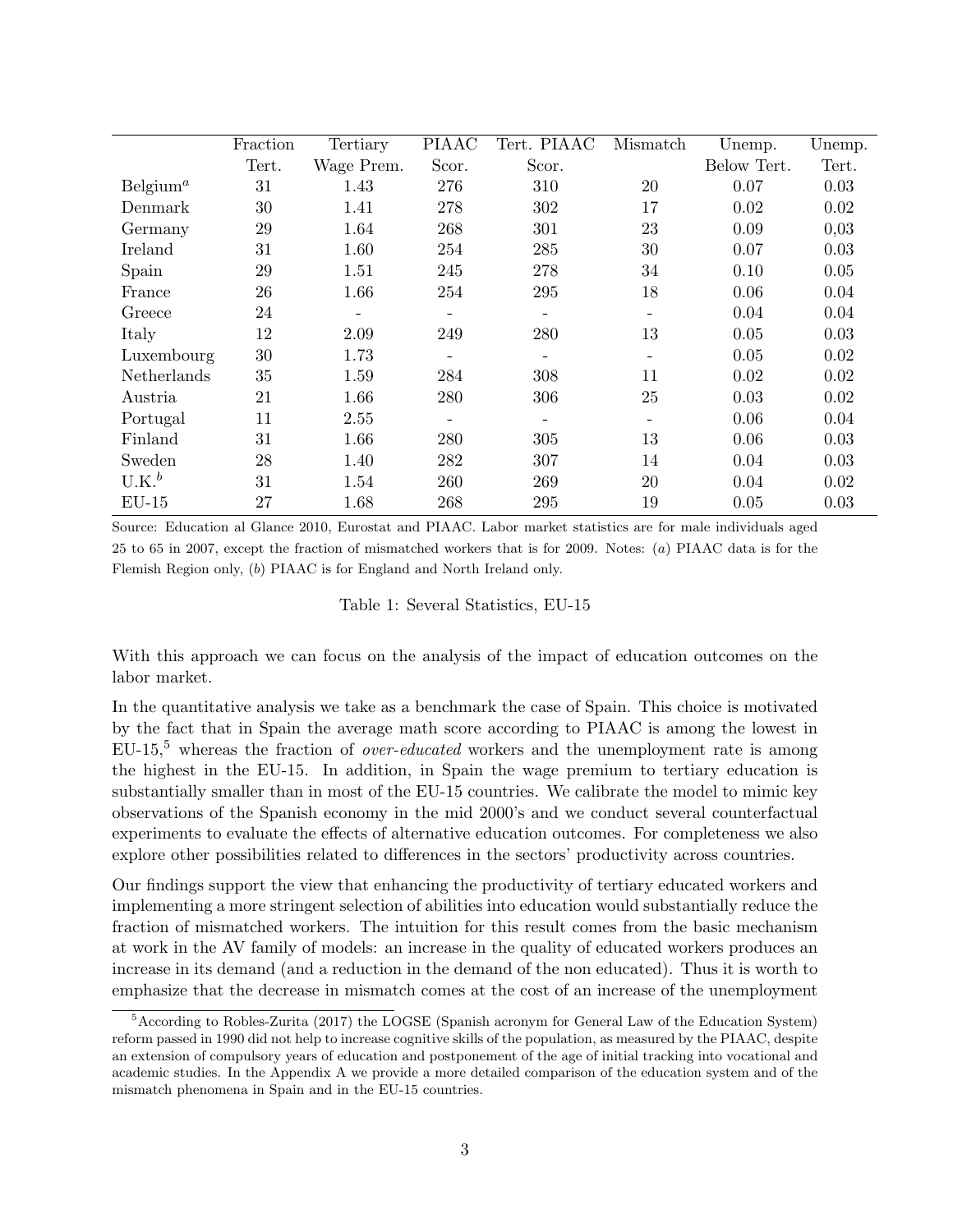| | Fraction Tert. | Tertiary Wage Prem. | PIAAC Scor. | Tert. PIAAC Scor. | Mismatch | Unemp. Below Tert. | Unemp. Tert. |
|---|---|---|---|---|---|---|---|
| Belgium[a] | 31 | 1.43 | 276 | 310 | 20 | 0.07 | 0.03 |
| Denmark | 30 | 1.41 | 278 | 302 | 17 | 0.02 | 0.02 |
| Germany | 29 | 1.64 | 268 | 301 | 23 | 0.09 | 0,03 |
| Ireland | 31 | 1.60 | 254 | 285 | 30 | 0.07 | 0.03 |
| Spain | 29 | 1.51 | 245 | 278 | 34 | 0.10 | 0.05 |
| France | 26 | 1.66 | 254 | 295 | 18 | 0.06 | 0.04 |
| Greece | 24 | - | - | - | - | 0.04 | 0.04 |
| Italy | 12 | 2.09 | 249 | 280 | 13 | 0.05 | 0.03 |
| Luxembourg | 30 | 1.73 | - | - | - | 0.05 | 0.02 |
| Netherlands | 35 | 1.59 | 284 | 308 | 11 | 0.02 | 0.02 |
| Austria | 21 | 1.66 | 280 | 306 | 25 | 0.03 | 0.02 |
| Portugal | 11 | 2.55 | - | - | - | 0.06 | 0.04 |
| Finland | 31 | 1.66 | 280 | 305 | 13 | 0.06 | 0.03 |
| Sweden | 28 | 1.40 | 282 | 307 | 14 | 0.04 | 0.03 |
| U.K.[b] | 31 | 1.54 | 260 | 269 | 20 | 0.04 | 0.02 |
| EU-15 | 27 | 1.68 | 268 | 295 | 19 | 0.05 | 0.03 |

Source: Education al Glance 2010, Eurostat and PIAAC. Labor market statistics are for male individuals aged 25 to 65 in 2007, except the fraction of mismatched workers that is for 2009. Notes: (*a*) PIAAC data is for the Flemish Region only, (*b*) PIAAC is for England and North Ireland only.

Table 1: Several Statistics, EU-15

With this approach we can focus on the analysis of the impact of education outcomes on the labor market.

In the quantitative analysis we take as a benchmark the case of Spain. This choice is motivated by the fact that in Spain the average math score according to PIAAC is among the lowest in EU-15,[5] whereas the fraction of *over-educated* workers and the unemployment rate is among the highest in the EU-15. In addition, in Spain the wage premium to tertiary education is substantially smaller than in most of the EU-15 countries. We calibrate the model to mimic key observations of the Spanish economy in the mid 2000's and we conduct several counterfactual experiments to evaluate the effects of alternative education outcomes. For completeness we also explore other possibilities related to differences in the sectors' productivity across countries.

Our findings support the view that enhancing the productivity of tertiary educated workers and implementing a more stringent selection of abilities into education would substantially reduce the fraction of mismatched workers. The intuition for this result comes from the basic mechanism at work in the AV family of models: an increase in the quality of educated workers produces an increase in its demand (and a reduction in the demand of the non educated). Thus it is worth to emphasize that the decrease in mismatch comes at the cost of an increase of the unemployment

[5] According to Robles-Zurita (2017) the LOGSE (Spanish acronym for General Law of the Education System) reform passed in 1990 did not help to increase cognitive skills of the population, as measured by the PIAAC, despite an extension of compulsory years of education and postponement of the age of initial tracking into vocational and academic studies. In the Appendix A we provide a more detailed comparison of the education system and of the mismatch phenomena in Spain and in the EU-15 countries.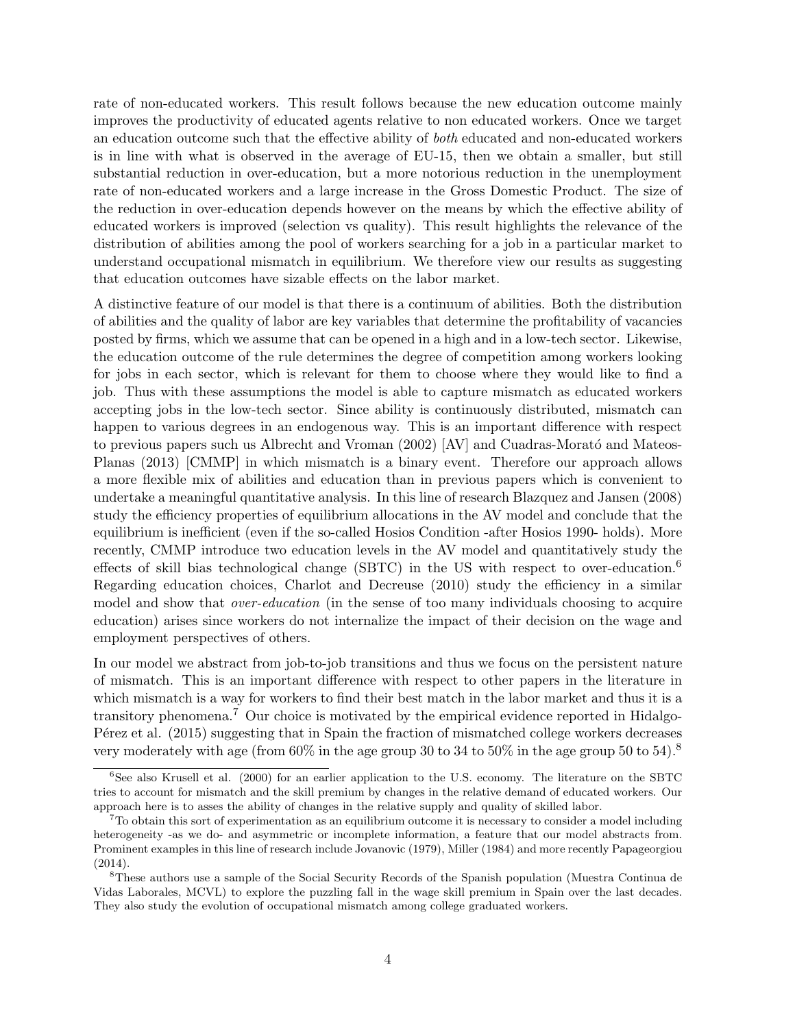rate of non-educated workers. This result follows because the new education outcome mainly improves the productivity of educated agents relative to non educated workers. Once we target an education outcome such that the effective ability of *both* educated and non-educated workers is in line with what is observed in the average of EU-15, then we obtain a smaller, but still substantial reduction in over-education, but a more notorious reduction in the unemployment rate of non-educated workers and a large increase in the Gross Domestic Product. The size of the reduction in over-education depends however on the means by which the effective ability of educated workers is improved (selection vs quality). This result highlights the relevance of the distribution of abilities among the pool of workers searching for a job in a particular market to understand occupational mismatch in equilibrium. We therefore view our results as suggesting that education outcomes have sizable effects on the labor market.

A distinctive feature of our model is that there is a continuum of abilities. Both the distribution of abilities and the quality of labor are key variables that determine the profitability of vacancies posted by firms, which we assume that can be opened in a high and in a low-tech sector. Likewise, the education outcome of the rule determines the degree of competition among workers looking for jobs in each sector, which is relevant for them to choose where they would like to find a job. Thus with these assumptions the model is able to capture mismatch as educated workers accepting jobs in the low-tech sector. Since ability is continuously distributed, mismatch can happen to various degrees in an endogenous way. This is an important difference with respect to previous papers such us Albrecht and Vroman (2002) [AV] and Cuadras-Morató and Mateos-Planas (2013) [CMMP] in which mismatch is a binary event. Therefore our approach allows a more flexible mix of abilities and education than in previous papers which is convenient to undertake a meaningful quantitative analysis. In this line of research Blazquez and Jansen (2008) study the efficiency properties of equilibrium allocations in the AV model and conclude that the equilibrium is inefficient (even if the so-called Hosios Condition -after Hosios 1990- holds). More recently, CMMP introduce two education levels in the AV model and quantitatively study the effects of skill bias technological change (SBTC) in the US with respect to over-education.[6] Regarding education choices, Charlot and Decreuse (2010) study the efficiency in a similar model and show that *over-education* (in the sense of too many individuals choosing to acquire education) arises since workers do not internalize the impact of their decision on the wage and employment perspectives of others.

In our model we abstract from job-to-job transitions and thus we focus on the persistent nature of mismatch. This is an important difference with respect to other papers in the literature in which mismatch is a way for workers to find their best match in the labor market and thus it is a transitory phenomena.[7] Our choice is motivated by the empirical evidence reported in Hidalgo-Pérez et al. (2015) suggesting that in Spain the fraction of mismatched college workers decreases very moderately with age (from 60% in the age group 30 to 34 to 50% in the age group 50 to 54).[8]

[6] See also Krusell et al. (2000) for an earlier application to the U.S. economy. The literature on the SBTC tries to account for mismatch and the skill premium by changes in the relative demand of educated workers. Our approach here is to asses the ability of changes in the relative supply and quality of skilled labor.

[7] To obtain this sort of experimentation as an equilibrium outcome it is necessary to consider a model including heterogeneity -as we do- and asymmetric or incomplete information, a feature that our model abstracts from. Prominent examples in this line of research include Jovanovic (1979), Miller (1984) and more recently Papageorgiou (2014).

[8] These authors use a sample of the Social Security Records of the Spanish population (Muestra Continua de Vidas Laborales, MCVL) to explore the puzzling fall in the wage skill premium in Spain over the last decades. They also study the evolution of occupational mismatch among college graduated workers.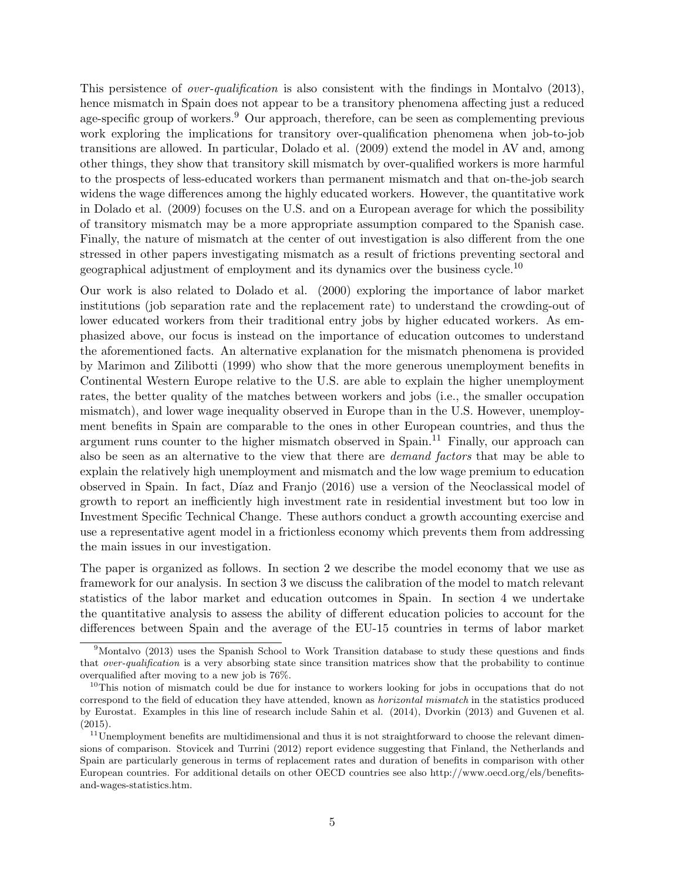This persistence of *over-qualification* is also consistent with the findings in Montalvo (2013), hence mismatch in Spain does not appear to be a transitory phenomena affecting just a reduced age-specific group of workers.[9] Our approach, therefore, can be seen as complementing previous work exploring the implications for transitory over-qualification phenomena when job-to-job transitions are allowed. In particular, Dolado et al. (2009) extend the model in AV and, among other things, they show that transitory skill mismatch by over-qualified workers is more harmful to the prospects of less-educated workers than permanent mismatch and that on-the-job search widens the wage differences among the highly educated workers. However, the quantitative work in Dolado et al. (2009) focuses on the U.S. and on a European average for which the possibility of transitory mismatch may be a more appropriate assumption compared to the Spanish case. Finally, the nature of mismatch at the center of out investigation is also different from the one stressed in other papers investigating mismatch as a result of frictions preventing sectoral and geographical adjustment of employment and its dynamics over the business cycle.[10]

Our work is also related to Dolado et al. (2000) exploring the importance of labor market institutions (job separation rate and the replacement rate) to understand the crowding-out of lower educated workers from their traditional entry jobs by higher educated workers. As emphasized above, our focus is instead on the importance of education outcomes to understand the aforementioned facts. An alternative explanation for the mismatch phenomena is provided by Marimon and Zilibotti (1999) who show that the more generous unemployment benefits in Continental Western Europe relative to the U.S. are able to explain the higher unemployment rates, the better quality of the matches between workers and jobs (i.e., the smaller occupation mismatch), and lower wage inequality observed in Europe than in the U.S. However, unemployment benefits in Spain are comparable to the ones in other European countries, and thus the argument runs counter to the higher mismatch observed in Spain.[11] Finally, our approach can also be seen as an alternative to the view that there are *demand factors* that may be able to explain the relatively high unemployment and mismatch and the low wage premium to education observed in Spain. In fact, Díaz and Franjo (2016) use a version of the Neoclassical model of growth to report an inefficiently high investment rate in residential investment but too low in Investment Specific Technical Change. These authors conduct a growth accounting exercise and use a representative agent model in a frictionless economy which prevents them from addressing the main issues in our investigation.

The paper is organized as follows. In section 2 we describe the model economy that we use as framework for our analysis. In section 3 we discuss the calibration of the model to match relevant statistics of the labor market and education outcomes in Spain. In section 4 we undertake the quantitative analysis to assess the ability of different education policies to account for the differences between Spain and the average of the EU-15 countries in terms of labor market

[9] Montalvo (2013) uses the Spanish School to Work Transition database to study these questions and finds that *over-qualification* is a very absorbing state since transition matrices show that the probability to continue overqualified after moving to a new job is 76%.

[10] This notion of mismatch could be due for instance to workers looking for jobs in occupations that do not correspond to the field of education they have attended, known as *horizontal mismatch* in the statistics produced by Eurostat. Examples in this line of research include Sahin et al. (2014), Dvorkin (2013) and Guvenen et al. (2015).

[11] Unemployment benefits are multidimensional and thus it is not straightforward to choose the relevant dimensions of comparison. Stovicek and Turrini (2012) report evidence suggesting that Finland, the Netherlands and Spain are particularly generous in terms of replacement rates and duration of benefits in comparison with other European countries. For additional details on other OECD countries see also http://www.oecd.org/els/benefits-and-wages-statistics.htm.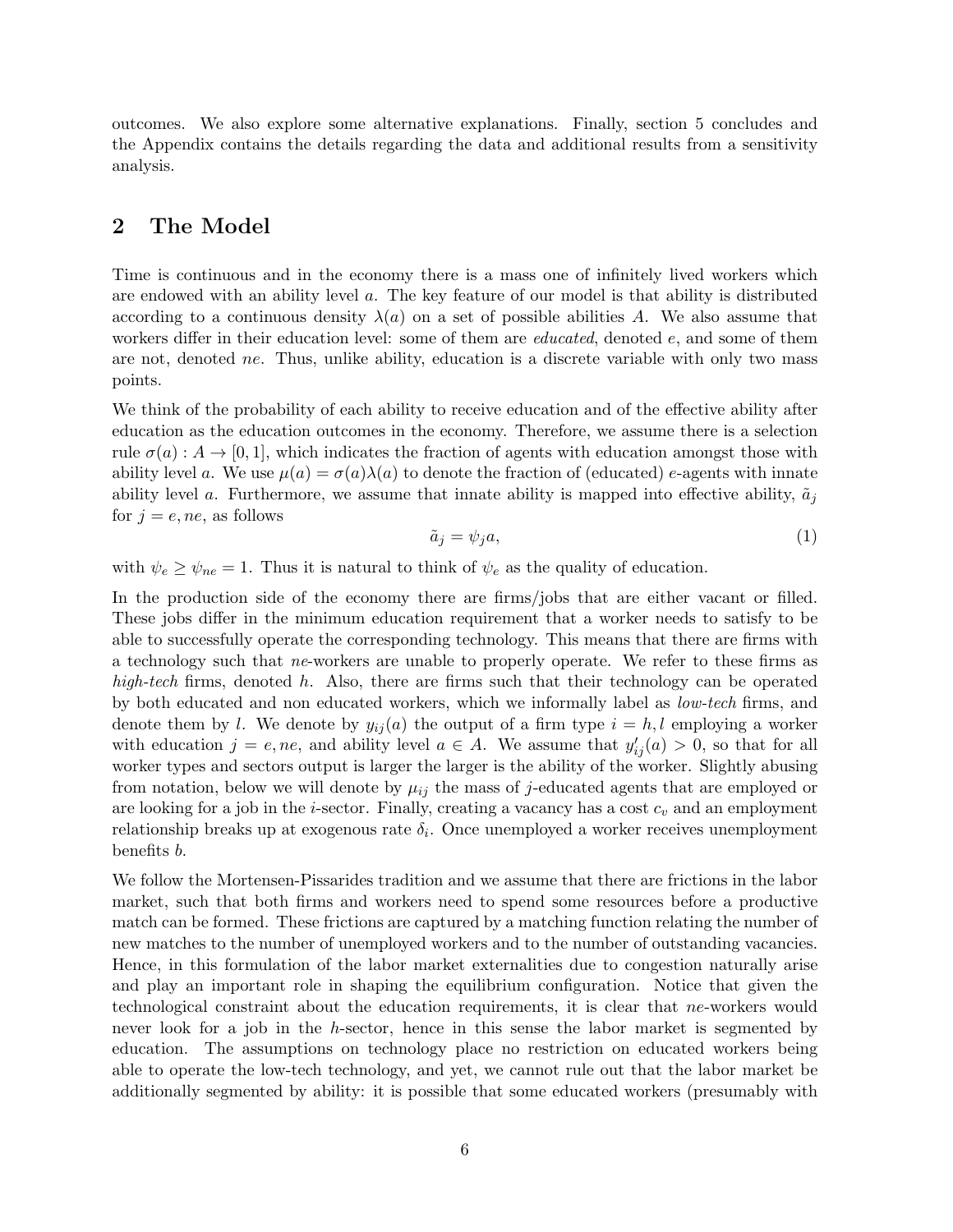outcomes. We also explore some alternative explanations. Finally, section 5 concludes and the Appendix contains the details regarding the data and additional results from a sensitivity analysis.

## 2 The Model

Time is continuous and in the economy there is a mass one of infinitely lived workers which are endowed with an ability level $a$. The key feature of our model is that ability is distributed according to a continuous density $\lambda(a)$ on a set of possible abilities $A$. We also assume that workers differ in their education level: some of them are *educated*, denoted $e$, and some of them are not, denoted $ne$. Thus, unlike ability, education is a discrete variable with only two mass points.

We think of the probability of each ability to receive education and of the effective ability after education as the education outcomes in the economy. Therefore, we assume there is a selection rule $\sigma(a) : A \to [0, 1]$, which indicates the fraction of agents with education amongst those with ability level $a$. We use $\mu(a) = \sigma(a)\lambda(a)$ to denote the fraction of (educated) $e$-agents with innate ability level $a$. Furthermore, we assume that innate ability is mapped into effective ability, $\tilde{a}_j$ for $j = e, ne$, as follows

$$\tilde{a}_j = \psi_j a, \tag{1}$$

with $\psi_e \geq \psi_{ne} = 1$. Thus it is natural to think of $\psi_e$ as the quality of education.

In the production side of the economy there are firms/jobs that are either vacant or filled. These jobs differ in the minimum education requirement that a worker needs to satisfy to be able to successfully operate the corresponding technology. This means that there are firms with a technology such that $ne$-workers are unable to properly operate. We refer to these firms as *high-tech* firms, denoted $h$. Also, there are firms such that their technology can be operated by both educated and non educated workers, which we informally label as *low-tech* firms, and denote them by $l$. We denote by $y_{ij}(a)$ the output of a firm type $i = h, l$ employing a worker with education $j = e, ne$, and ability level $a \in A$. We assume that $y'_{ij}(a) > 0$, so that for all worker types and sectors output is larger the larger is the ability of the worker. Slightly abusing from notation, below we will denote by $\mu_{ij}$ the mass of $j$-educated agents that are employed or are looking for a job in the $i$-sector. Finally, creating a vacancy has a cost $c_v$ and an employment relationship breaks up at exogenous rate $\delta_i$. Once unemployed a worker receives unemployment benefits $b$.

We follow the Mortensen-Pissarides tradition and we assume that there are frictions in the labor market, such that both firms and workers need to spend some resources before a productive match can be formed. These frictions are captured by a matching function relating the number of new matches to the number of unemployed workers and to the number of outstanding vacancies. Hence, in this formulation of the labor market externalities due to congestion naturally arise and play an important role in shaping the equilibrium configuration. Notice that given the technological constraint about the education requirements, it is clear that $ne$-workers would never look for a job in the $h$-sector, hence in this sense the labor market is segmented by education. The assumptions on technology place no restriction on educated workers being able to operate the low-tech technology, and yet, we cannot rule out that the labor market be additionally segmented by ability: it is possible that some educated workers (presumably with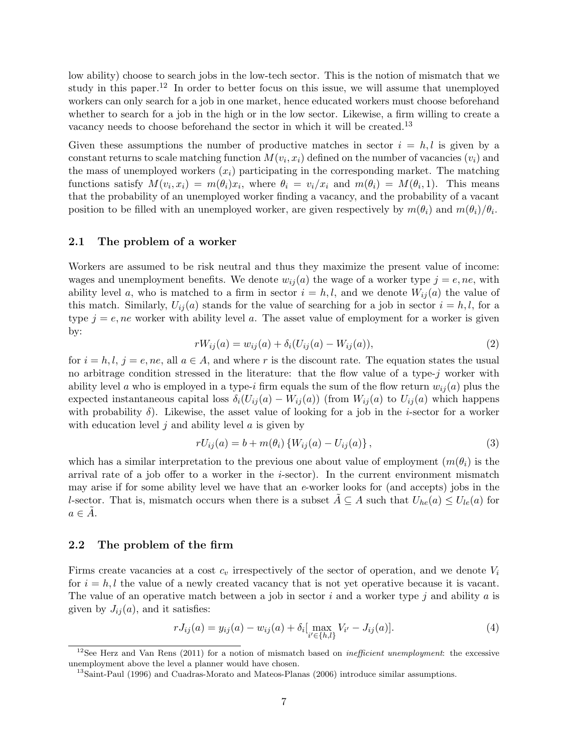low ability) choose to search jobs in the low-tech sector. This is the notion of mismatch that we study in this paper.[12] In order to better focus on this issue, we will assume that unemployed workers can only search for a job in one market, hence educated workers must choose beforehand whether to search for a job in the high or in the low sector. Likewise, a firm willing to create a vacancy needs to choose beforehand the sector in which it will be created.[13]

Given these assumptions the number of productive matches in sector $i = h, l$ is given by a constant returns to scale matching function $M(v_i, x_i)$ defined on the number of vacancies ($v_i$) and the mass of unemployed workers ($x_i$) participating in the corresponding market. The matching functions satisfy $M(v_i, x_i) = m(\theta_i)x_i$, where $\theta_i = v_i/x_i$ and $m(\theta_i) = M(\theta_i, 1)$. This means that the probability of an unemployed worker finding a vacancy, and the probability of a vacant position to be filled with an unemployed worker, are given respectively by $m(\theta_i)$ and $m(\theta_i)/\theta_i$.

### 2.1 The problem of a worker

Workers are assumed to be risk neutral and thus they maximize the present value of income: wages and unemployment benefits. We denote $w_{ij}(a)$ the wage of a worker type $j = e, ne$, with ability level $a$, who is matched to a firm in sector $i = h, l$, and we denote $W_{ij}(a)$ the value of this match. Similarly, $U_{ij}(a)$ stands for the value of searching for a job in sector $i = h, l$, for a type $j = e, ne$ worker with ability level $a$. The asset value of employment for a worker is given by:

$$rW_{ij}(a) = w_{ij}(a) + \delta_i(U_{ij}(a) - W_{ij}(a)), \tag{2}$$

for $i = h, l$, $j = e, ne$, all $a \in A$, and where $r$ is the discount rate. The equation states the usual no arbitrage condition stressed in the literature: that the flow value of a type-$j$ worker with ability level $a$ who is employed in a type-$i$ firm equals the sum of the flow return $w_{ij}(a)$ plus the expected instantaneous capital loss $\delta_i(U_{ij}(a) - W_{ij}(a))$ (from $W_{ij}(a)$ to $U_{ij}(a)$ which happens with probability $\delta$). Likewise, the asset value of looking for a job in the $i$-sector for a worker with education level $j$ and ability level $a$ is given by

$$rU_{ij}(a) = b + m(\theta_i)\{W_{ij}(a) - U_{ij}(a)\}, \tag{3}$$

which has a similar interpretation to the previous one about value of employment ($m(\theta_i)$ is the arrival rate of a job offer to a worker in the $i$-sector). In the current environment mismatch may arise if for some ability level we have that an $e$-worker looks for (and accepts) jobs in the $l$-sector. That is, mismatch occurs when there is a subset $\tilde{A} \subseteq A$ such that $U_{he}(a) \leq U_{le}(a)$ for $a \in \tilde{A}$.

### 2.2 The problem of the firm

Firms create vacancies at a cost $c_v$ irrespectively of the sector of operation, and we denote $V_i$ for $i = h, l$ the value of a newly created vacancy that is not yet operative because it is vacant. The value of an operative match between a job in sector $i$ and a worker type $j$ and ability $a$ is given by $J_{ij}(a)$, and it satisfies:

$$rJ_{ij}(a) = y_{ij}(a) - w_{ij}(a) + \delta_i[\max_{i' \in \{h,l\}} V_{i'} - J_{ij}(a)]. \tag{4}$$

[12] See Herz and Van Rens (2011) for a notion of mismatch based on *inefficient unemployment*: the excessive unemployment above the level a planner would have chosen.

[13] Saint-Paul (1996) and Cuadras-Morato and Mateos-Planas (2006) introduce similar assumptions.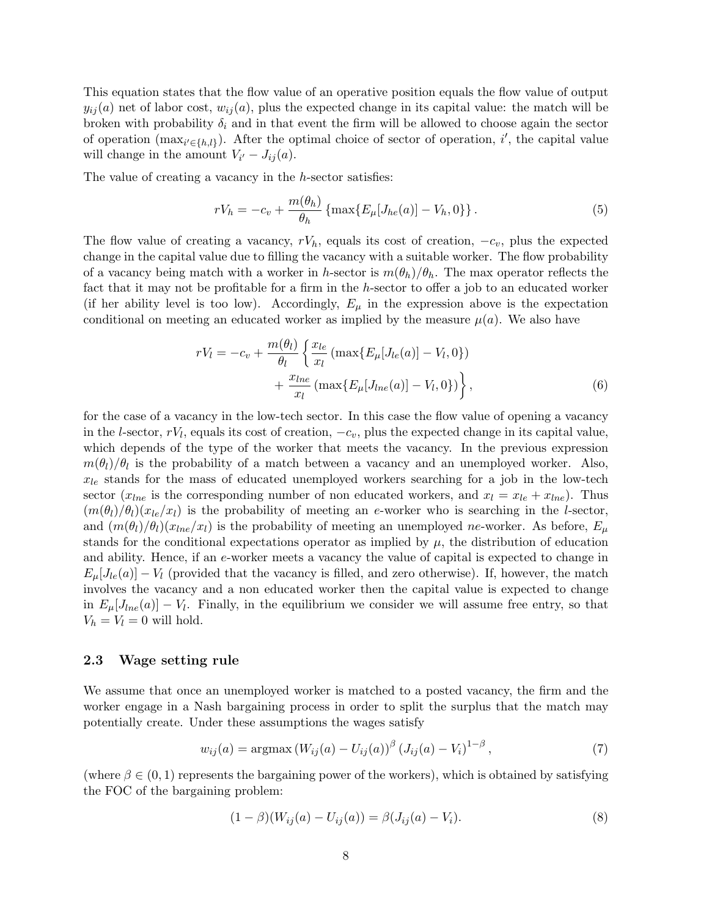This equation states that the flow value of an operative position equals the flow value of output $y_{ij}(a)$ net of labor cost, $w_{ij}(a)$, plus the expected change in its capital value: the match will be broken with probability $\delta_i$ and in that event the firm will be allowed to choose again the sector of operation ($\max_{i' \in \{h,l\}}$). After the optimal choice of sector of operation, $i'$, the capital value will change in the amount $V_{i'} - J_{ij}(a)$.

The value of creating a vacancy in the $h$-sector satisfies:

$$rV_h = -c_v + \frac{m(\theta_h)}{\theta_h} \left\{ \max\{E_\mu[J_{he}(a)] - V_h, 0\} \right\}. \tag{5}$$

The flow value of creating a vacancy, $rV_h$, equals its cost of creation, $-c_v$, plus the expected change in the capital value due to filling the vacancy with a suitable worker. The flow probability of a vacancy being match with a worker in $h$-sector is $m(\theta_h)/\theta_h$. The max operator reflects the fact that it may not be profitable for a firm in the $h$-sector to offer a job to an educated worker (if her ability level is too low). Accordingly, $E_\mu$ in the expression above is the expectation conditional on meeting an educated worker as implied by the measure $\mu(a)$. We also have

$$\begin{aligned} rV_l = -c_v + \frac{m(\theta_l)}{\theta_l} \bigg\{ & \frac{x_{le}}{x_l} \left( \max\{E_\mu[J_{le}(a)] - V_l, 0\} \right) \\ & + \frac{x_{lne}}{x_l} \left( \max\{E_\mu[J_{lne}(a)] - V_l, 0\} \right) \bigg\}, \end{aligned} \tag{6}$$

for the case of a vacancy in the low-tech sector. In this case the flow value of opening a vacancy in the $l$-sector, $rV_l$, equals its cost of creation, $-c_v$, plus the expected change in its capital value, which depends of the type of the worker that meets the vacancy. In the previous expression $m(\theta_l)/\theta_l$ is the probability of a match between a vacancy and an unemployed worker. Also, $x_{le}$ stands for the mass of educated unemployed workers searching for a job in the low-tech sector ($x_{lne}$ is the corresponding number of non educated workers, and $x_l = x_{le} + x_{lne}$). Thus $(m(\theta_l)/\theta_l)(x_{le}/x_l)$ is the probability of meeting an $e$-worker who is searching in the $l$-sector, and $(m(\theta_l)/\theta_l)(x_{lne}/x_l)$ is the probability of meeting an unemployed $ne$-worker. As before, $E_\mu$ stands for the conditional expectations operator as implied by $\mu$, the distribution of education and ability. Hence, if an $e$-worker meets a vacancy the value of capital is expected to change in $E_\mu[J_{le}(a)] - V_l$ (provided that the vacancy is filled, and zero otherwise). If, however, the match involves the vacancy and a non educated worker then the capital value is expected to change in $E_\mu[J_{lne}(a)] - V_l$. Finally, in the equilibrium we consider we will assume free entry, so that $V_h = V_l = 0$ will hold.

### 2.3 Wage setting rule

We assume that once an unemployed worker is matched to a posted vacancy, the firm and the worker engage in a Nash bargaining process in order to split the surplus that the match may potentially create. Under these assumptions the wages satisfy

$$w_{ij}(a) = \text{argmax} \left(W_{ij}(a) - U_{ij}(a)\right)^\beta \left(J_{ij}(a) - V_i\right)^{1-\beta}, \tag{7}$$

(where $\beta \in (0,1)$ represents the bargaining power of the workers), which is obtained by satisfying the FOC of the bargaining problem:

$$(1-\beta)(W_{ij}(a) - U_{ij}(a)) = \beta(J_{ij}(a) - V_i). \tag{8}$$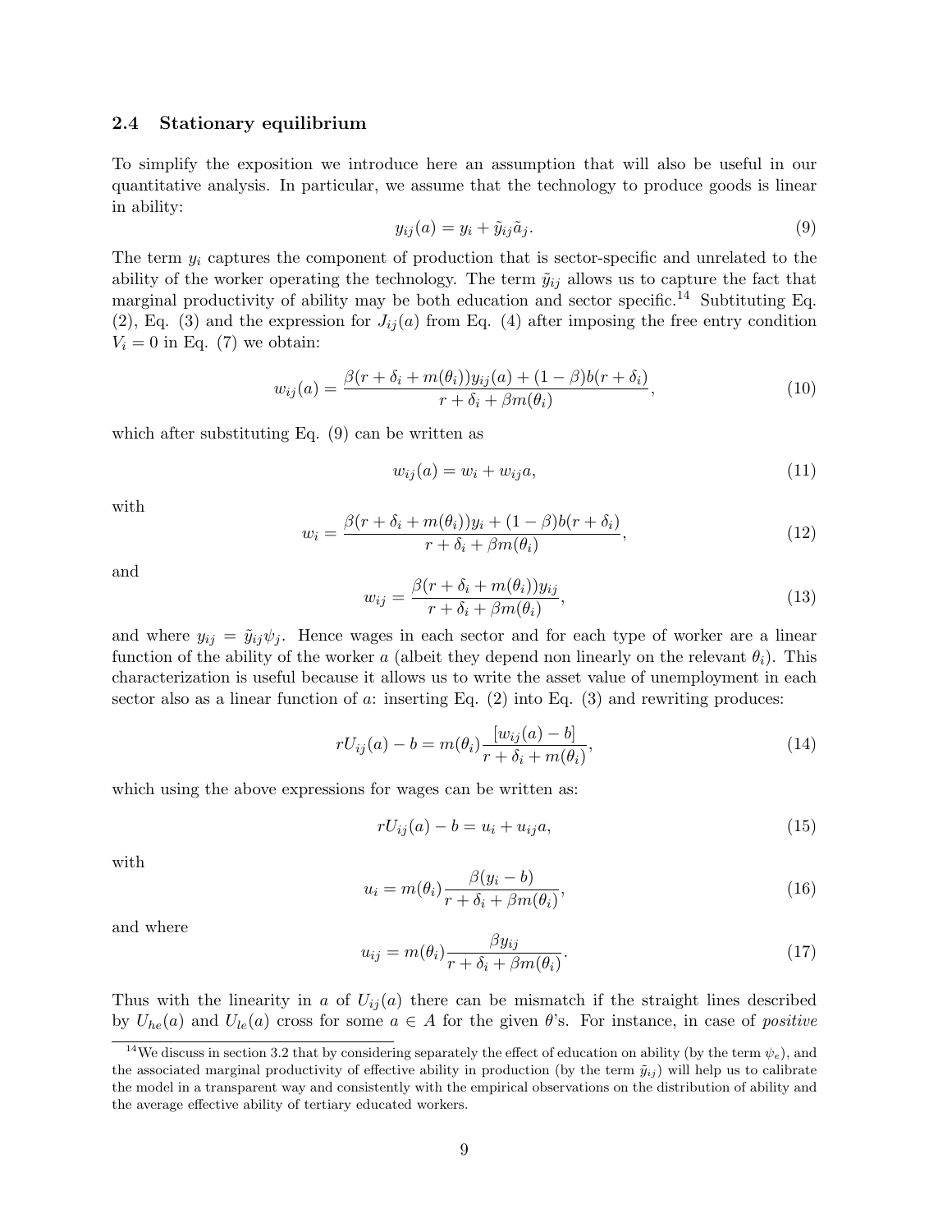### 2.4 Stationary equilibrium

To simplify the exposition we introduce here an assumption that will also be useful in our quantitative analysis. In particular, we assume that the technology to produce goods is linear in ability:

$$y_{ij}(a) = y_i + \tilde{y}_{ij}\tilde{a}_j. \tag{9}$$

The term $y_i$ captures the component of production that is sector-specific and unrelated to the ability of the worker operating the technology. The term $\tilde{y}_{ij}$ allows us to capture the fact that marginal productivity of ability may be both education and sector specific.[14] Subtituting Eq. (2), Eq. (3) and the expression for $J_{ij}(a)$ from Eq. (4) after imposing the free entry condition $V_i = 0$ in Eq. (7) we obtain:

$$w_{ij}(a) = \frac{\beta(r + \delta_i + m(\theta_i))y_{ij}(a) + (1 - \beta)b(r + \delta_i)}{r + \delta_i + \beta m(\theta_i)}, \tag{10}$$

which after substituting Eq. (9) can be written as

$$w_{ij}(a) = w_i + w_{ij}a, \tag{11}$$

with

$$w_i = \frac{\beta(r + \delta_i + m(\theta_i))y_i + (1 - \beta)b(r + \delta_i)}{r + \delta_i + \beta m(\theta_i)}, \tag{12}$$

and

$$w_{ij} = \frac{\beta(r + \delta_i + m(\theta_i))y_{ij}}{r + \delta_i + \beta m(\theta_i)}, \tag{13}$$

and where $y_{ij} = \tilde{y}_{ij}\psi_j$. Hence wages in each sector and for each type of worker are a linear function of the ability of the worker $a$ (albeit they depend non linearly on the relevant $\theta_i$). This characterization is useful because it allows us to write the asset value of unemployment in each sector also as a linear function of $a$: inserting Eq. (2) into Eq. (3) and rewriting produces:

$$rU_{ij}(a) - b = m(\theta_i)\frac{[w_{ij}(a) - b]}{r + \delta_i + m(\theta_i)}, \tag{14}$$

which using the above expressions for wages can be written as:

$$rU_{ij}(a) - b = u_i + u_{ij}a, \tag{15}$$

with

$$u_i = m(\theta_i)\frac{\beta(y_i - b)}{r + \delta_i + \beta m(\theta_i)}, \tag{16}$$

and where

$$u_{ij} = m(\theta_i)\frac{\beta y_{ij}}{r + \delta_i + \beta m(\theta_i)}. \tag{17}$$

Thus with the linearity in $a$ of $U_{ij}(a)$ there can be mismatch if the straight lines described by $U_{he}(a)$ and $U_{le}(a)$ cross for some $a \in A$ for the given $\theta$'s. For instance, in case of *positive*

[14] We discuss in section 3.2 that by considering separately the effect of education on ability (by the term $\psi_e$), and the associated marginal productivity of effective ability in production (by the term $\tilde{y}_{ij}$) will help us to calibrate the model in a transparent way and consistently with the empirical observations on the distribution of ability and the average effective ability of tertiary educated workers.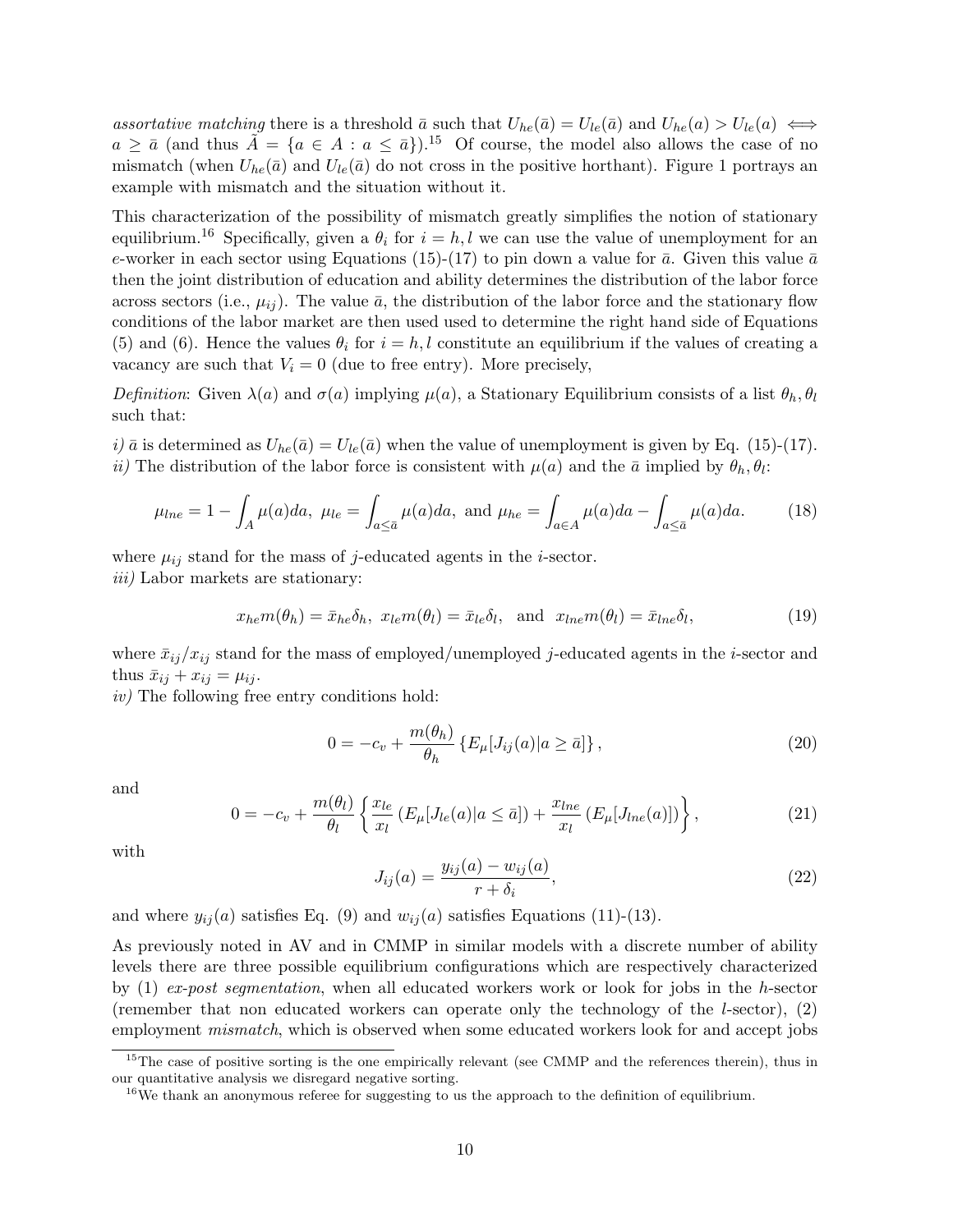*assortative matching* there is a threshold $\bar{a}$ such that $U_{he}(\bar{a}) = U_{le}(\bar{a})$ and $U_{he}(a) > U_{le}(a) \iff a \geq \bar{a}$ (and thus $\tilde{A} = \{a \in A : a \leq \bar{a}\}$).[15] Of course, the model also allows the case of no mismatch (when $U_{he}(\bar{a})$ and $U_{le}(\bar{a})$ do not cross in the positive horthant). Figure 1 portrays an example with mismatch and the situation without it.

This characterization of the possibility of mismatch greatly simplifies the notion of stationary equilibrium.[16] Specifically, given a $\theta_i$ for $i = h, l$ we can use the value of unemployment for an $e$-worker in each sector using Equations (15)-(17) to pin down a value for $\bar{a}$. Given this value $\bar{a}$ then the joint distribution of education and ability determines the distribution of the labor force across sectors (i.e., $\mu_{ij}$). The value $\bar{a}$, the distribution of the labor force and the stationary flow conditions of the labor market are then used used to determine the right hand side of Equations (5) and (6). Hence the values $\theta_i$ for $i = h, l$ constitute an equilibrium if the values of creating a vacancy are such that $V_i = 0$ (due to free entry). More precisely,

*Definition*: Given $\lambda(a)$ and $\sigma(a)$ implying $\mu(a)$, a Stationary Equilibrium consists of a list $\theta_h, \theta_l$ such that:

*i)* $\bar{a}$ is determined as $U_{he}(\bar{a}) = U_{le}(\bar{a})$ when the value of unemployment is given by Eq. (15)-(17).
*ii)* The distribution of the labor force is consistent with $\mu(a)$ and the $\bar{a}$ implied by $\theta_h, \theta_l$:

$$\mu_{lne} = 1 - \int_A \mu(a)da, \ \mu_{le} = \int_{a \leq \bar{a}} \mu(a)da, \text{ and } \mu_{he} = \int_{a \in A} \mu(a)da - \int_{a \leq \bar{a}} \mu(a)da. \tag{18}$$

where $\mu_{ij}$ stand for the mass of $j$-educated agents in the $i$-sector.
*iii)* Labor markets are stationary:

$$x_{he} m(\theta_h) = \bar{x}_{he} \delta_h, \ x_{le} m(\theta_l) = \bar{x}_{le} \delta_l, \ \text{ and } \ x_{lne} m(\theta_l) = \bar{x}_{lne} \delta_l, \tag{19}$$

where $\bar{x}_{ij}/x_{ij}$ stand for the mass of employed/unemployed $j$-educated agents in the $i$-sector and thus $\bar{x}_{ij} + x_{ij} = \mu_{ij}$.
*iv)* The following free entry conditions hold:

$$0 = -c_v + \frac{m(\theta_h)}{\theta_h} \left\{ E_\mu [J_{ij}(a) | a \geq \bar{a}] \right\}, \tag{20}$$

and

$$0 = -c_v + \frac{m(\theta_l)}{\theta_l} \left\{ \frac{x_{le}}{x_l} \left( E_\mu [J_{le}(a) | a \leq \bar{a}] \right) + \frac{x_{lne}}{x_l} \left( E_\mu [J_{lne}(a)] \right) \right\}, \tag{21}$$

with

$$J_{ij}(a) = \frac{y_{ij}(a) - w_{ij}(a)}{r + \delta_i}, \tag{22}$$

and where $y_{ij}(a)$ satisfies Eq. (9) and $w_{ij}(a)$ satisfies Equations (11)-(13).

As previously noted in AV and in CMMP in similar models with a discrete number of ability levels there are three possible equilibrium configurations which are respectively characterized by (1) *ex-post segmentation*, when all educated workers work or look for jobs in the $h$-sector (remember that non educated workers can operate only the technology of the $l$-sector), (2) employment *mismatch*, which is observed when some educated workers look for and accept jobs

[15] The case of positive sorting is the one empirically relevant (see CMMP and the references therein), thus in our quantitative analysis we disregard negative sorting.

[16] We thank an anonymous referee for suggesting to us the approach to the definition of equilibrium.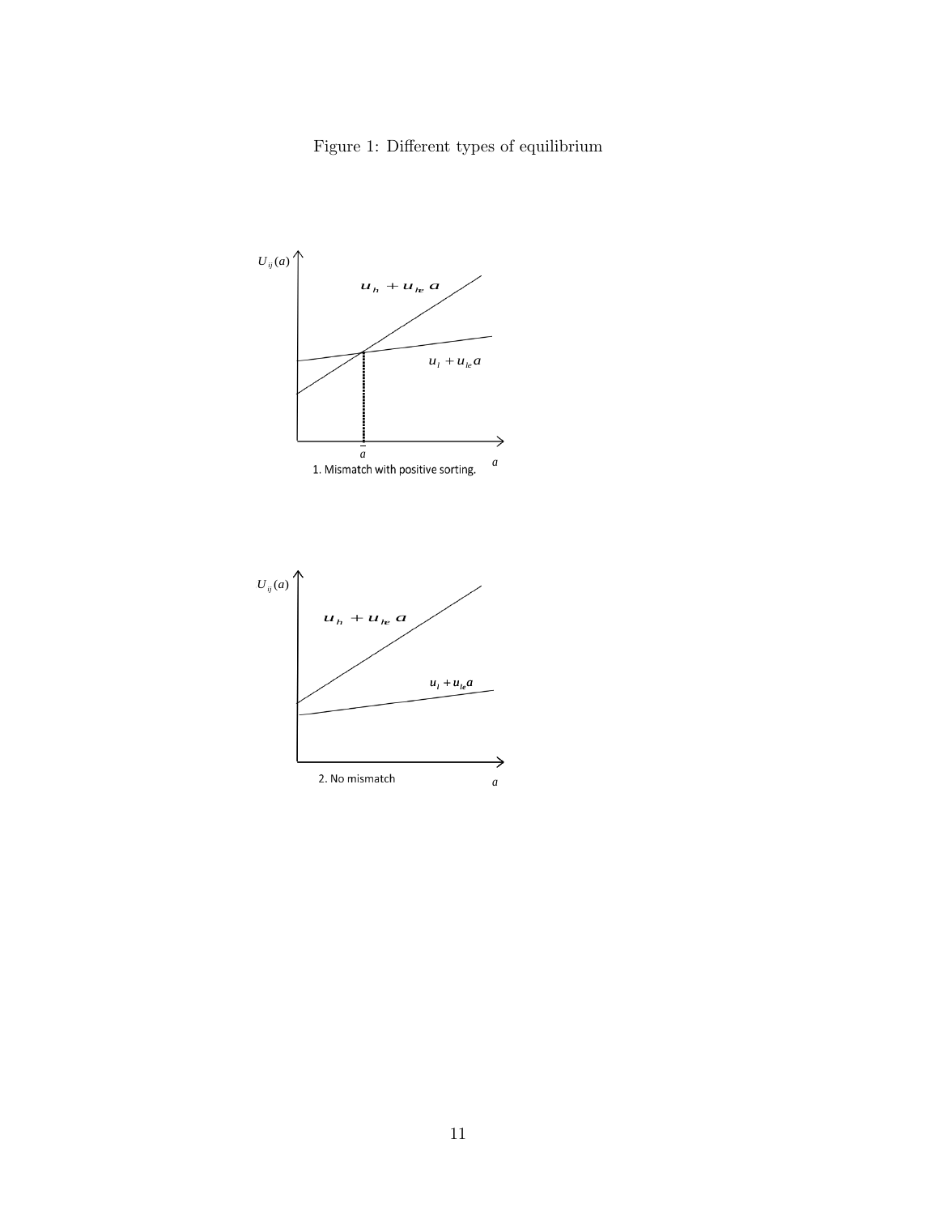Figure 1: Different types of equilibrium

$U_{ij}(a)$

$u_h + u_{he}\, a$

$u_l + u_{le} a$

$\bar{a}$

$a$

1. Mismatch with positive sorting.

$U_{ij}(a)$

$u_h + u_{he}\, a$

$u_l + u_{le} a$

2. No mismatch

$a$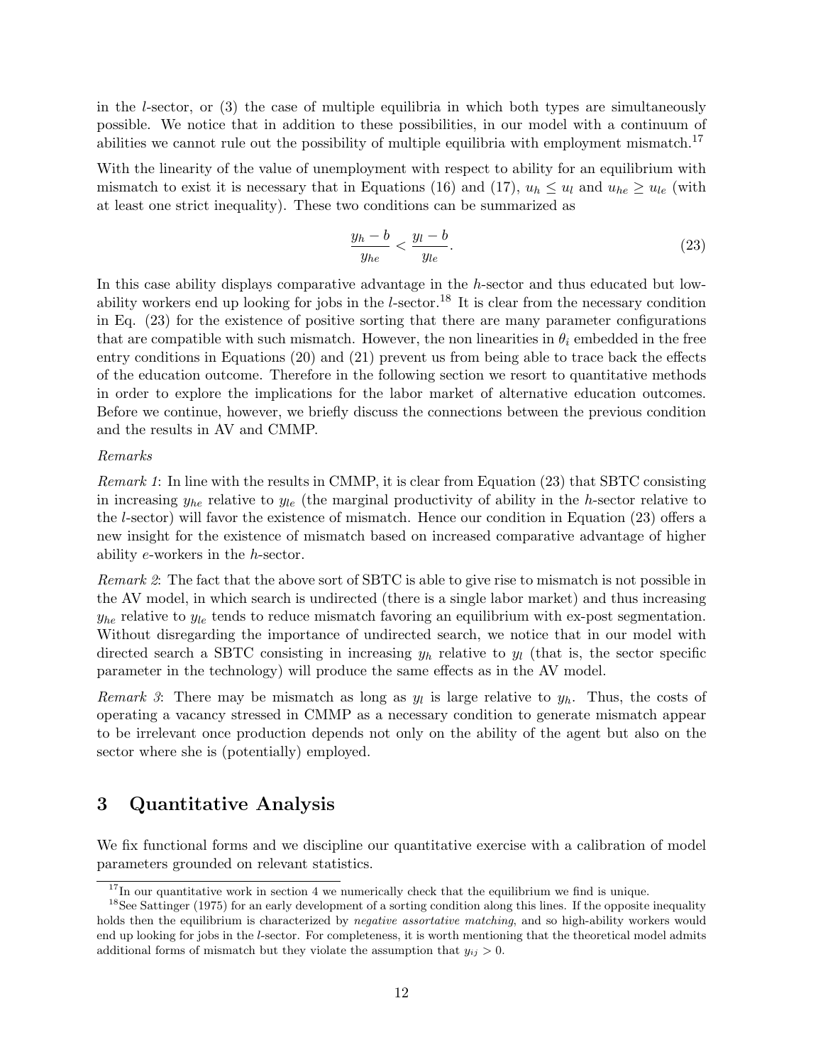in the $l$-sector, or (3) the case of multiple equilibria in which both types are simultaneously possible. We notice that in addition to these possibilities, in our model with a continuum of abilities we cannot rule out the possibility of multiple equilibria with employment mismatch.[17]

With the linearity of the value of unemployment with respect to ability for an equilibrium with mismatch to exist it is necessary that in Equations (16) and (17), $u_h \leq u_l$ and $u_{he} \geq u_{le}$ (with at least one strict inequality). These two conditions can be summarized as

$$\frac{y_h - b}{y_{he}} < \frac{y_l - b}{y_{le}}. \tag{23}$$

In this case ability displays comparative advantage in the $h$-sector and thus educated but low-ability workers end up looking for jobs in the $l$-sector.[18] It is clear from the necessary condition in Eq. (23) for the existence of positive sorting that there are many parameter configurations that are compatible with such mismatch. However, the non linearities in $\theta_i$ embedded in the free entry conditions in Equations (20) and (21) prevent us from being able to trace back the effects of the education outcome. Therefore in the following section we resort to quantitative methods in order to explore the implications for the labor market of alternative education outcomes. Before we continue, however, we briefly discuss the connections between the previous condition and the results in AV and CMMP.

*Remarks*

*Remark 1*: In line with the results in CMMP, it is clear from Equation (23) that SBTC consisting in increasing $y_{he}$ relative to $y_{le}$ (the marginal productivity of ability in the $h$-sector relative to the $l$-sector) will favor the existence of mismatch. Hence our condition in Equation (23) offers a new insight for the existence of mismatch based on increased comparative advantage of higher ability $e$-workers in the $h$-sector.

*Remark 2*: The fact that the above sort of SBTC is able to give rise to mismatch is not possible in the AV model, in which search is undirected (there is a single labor market) and thus increasing $y_{he}$ relative to $y_{le}$ tends to reduce mismatch favoring an equilibrium with ex-post segmentation. Without disregarding the importance of undirected search, we notice that in our model with directed search a SBTC consisting in increasing $y_h$ relative to $y_l$ (that is, the sector specific parameter in the technology) will produce the same effects as in the AV model.

*Remark 3*: There may be mismatch as long as $y_l$ is large relative to $y_h$. Thus, the costs of operating a vacancy stressed in CMMP as a necessary condition to generate mismatch appear to be irrelevant once production depends not only on the ability of the agent but also on the sector where she is (potentially) employed.

# 3 Quantitative Analysis

We fix functional forms and we discipline our quantitative exercise with a calibration of model parameters grounded on relevant statistics.

[17] In our quantitative work in section 4 we numerically check that the equilibrium we find is unique.

[18] See Sattinger (1975) for an early development of a sorting condition along this lines. If the opposite inequality holds then the equilibrium is characterized by *negative assortative matching*, and so high-ability workers would end up looking for jobs in the $l$-sector. For completeness, it is worth mentioning that the theoretical model admits additional forms of mismatch but they violate the assumption that $y_{ij} > 0$.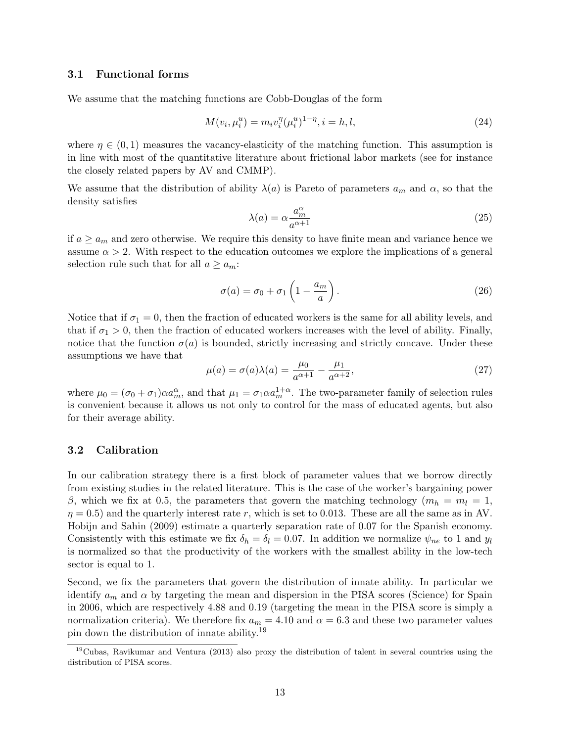### 3.1 Functional forms

We assume that the matching functions are Cobb-Douglas of the form

$$M(v_i, \mu_i^u) = m_i v_i^{\eta} (\mu_i^u)^{1-\eta}, i = h, l, \tag{24}$$

where $\eta \in (0, 1)$ measures the vacancy-elasticity of the matching function. This assumption is in line with most of the quantitative literature about frictional labor markets (see for instance the closely related papers by AV and CMMP).

We assume that the distribution of ability $\lambda(a)$ is Pareto of parameters $a_m$ and $\alpha$, so that the density satisfies

$$\lambda(a) = \alpha \frac{a_m^{\alpha}}{a^{\alpha+1}} \tag{25}$$

if $a \geq a_m$ and zero otherwise. We require this density to have finite mean and variance hence we assume $\alpha > 2$. With respect to the education outcomes we explore the implications of a general selection rule such that for all $a \geq a_m$:

$$\sigma(a) = \sigma_0 + \sigma_1 \left(1 - \frac{a_m}{a}\right). \tag{26}$$

Notice that if $\sigma_1 = 0$, then the fraction of educated workers is the same for all ability levels, and that if $\sigma_1 > 0$, then the fraction of educated workers increases with the level of ability. Finally, notice that the function $\sigma(a)$ is bounded, strictly increasing and strictly concave. Under these assumptions we have that

$$\mu(a) = \sigma(a)\lambda(a) = \frac{\mu_0}{a^{\alpha+1}} - \frac{\mu_1}{a^{\alpha+2}}, \tag{27}$$

where $\mu_0 = (\sigma_0 + \sigma_1)\alpha a_m^{\alpha}$, and that $\mu_1 = \sigma_1 \alpha a_m^{1+\alpha}$. The two-parameter family of selection rules is convenient because it allows us not only to control for the mass of educated agents, but also for their average ability.

### 3.2 Calibration

In our calibration strategy there is a first block of parameter values that we borrow directly from existing studies in the related literature. This is the case of the worker's bargaining power $\beta$, which we fix at 0.5, the parameters that govern the matching technology ($m_h = m_l = 1$, $\eta = 0.5$) and the quarterly interest rate $r$, which is set to 0.013. These are all the same as in AV. Hobijn and Sahin (2009) estimate a quarterly separation rate of 0.07 for the Spanish economy. Consistently with this estimate we fix $\delta_h = \delta_l = 0.07$. In addition we normalize $\psi_{ne}$ to 1 and $y_l$ is normalized so that the productivity of the workers with the smallest ability in the low-tech sector is equal to 1.

Second, we fix the parameters that govern the distribution of innate ability. In particular we identify $a_m$ and $\alpha$ by targeting the mean and dispersion in the PISA scores (Science) for Spain in 2006, which are respectively 4.88 and 0.19 (targeting the mean in the PISA score is simply a normalization criteria). We therefore fix $a_m = 4.10$ and $\alpha = 6.3$ and these two parameter values pin down the distribution of innate ability.[19]

[19] Cubas, Ravikumar and Ventura (2013) also proxy the distribution of talent in several countries using the distribution of PISA scores.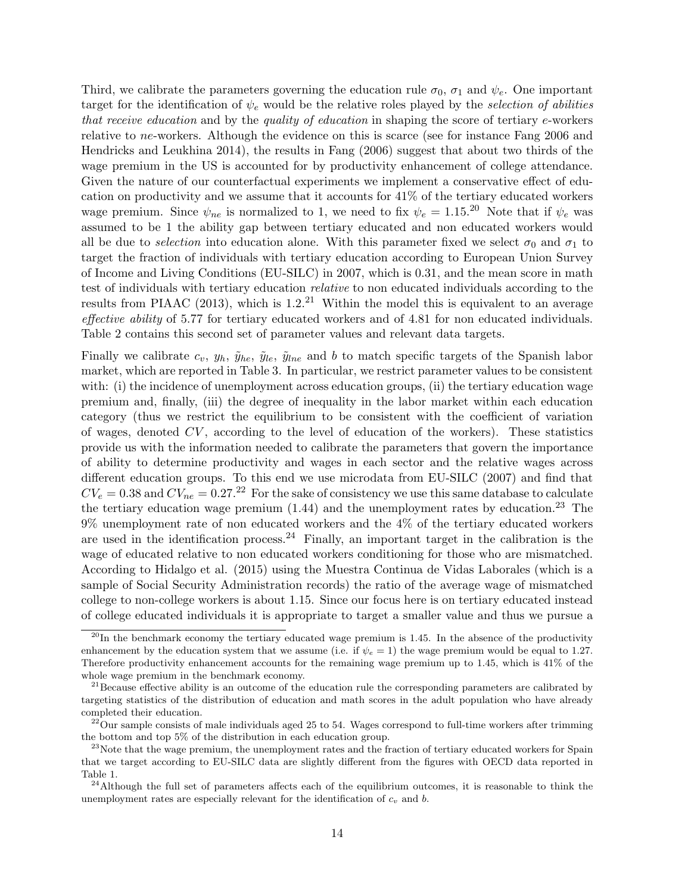Third, we calibrate the parameters governing the education rule $\sigma_0$, $\sigma_1$ and $\psi_e$. One important target for the identification of $\psi_e$ would be the relative roles played by the *selection of abilities that receive education* and by the *quality of education* in shaping the score of tertiary $e$-workers relative to $ne$-workers. Although the evidence on this is scarce (see for instance Fang 2006 and Hendricks and Leukhina 2014), the results in Fang (2006) suggest that about two thirds of the wage premium in the US is accounted for by productivity enhancement of college attendance. Given the nature of our counterfactual experiments we implement a conservative effect of education on productivity and we assume that it accounts for 41% of the tertiary educated workers wage premium. Since $\psi_{ne}$ is normalized to 1, we need to fix $\psi_e = 1.15$.[20] Note that if $\psi_e$ was assumed to be 1 the ability gap between tertiary educated and non educated workers would all be due to *selection* into education alone. With this parameter fixed we select $\sigma_0$ and $\sigma_1$ to target the fraction of individuals with tertiary education according to European Union Survey of Income and Living Conditions (EU-SILC) in 2007, which is 0.31, and the mean score in math test of individuals with tertiary education *relative* to non educated individuals according to the results from PIAAC (2013), which is 1.2.[21] Within the model this is equivalent to an average *effective ability* of 5.77 for tertiary educated workers and of 4.81 for non educated individuals. Table 2 contains this second set of parameter values and relevant data targets.

Finally we calibrate $c_v$, $y_h$, $\tilde{y}_{he}$, $\tilde{y}_{le}$, $\tilde{y}_{lne}$ and $b$ to match specific targets of the Spanish labor market, which are reported in Table 3. In particular, we restrict parameter values to be consistent with: (i) the incidence of unemployment across education groups, (ii) the tertiary education wage premium and, finally, (iii) the degree of inequality in the labor market within each education category (thus we restrict the equilibrium to be consistent with the coefficient of variation of wages, denoted $CV$, according to the level of education of the workers). These statistics provide us with the information needed to calibrate the parameters that govern the importance of ability to determine productivity and wages in each sector and the relative wages across different education groups. To this end we use microdata from EU-SILC (2007) and find that $CV_e = 0.38$ and $CV_{ne} = 0.27$.[22] For the sake of consistency we use this same database to calculate the tertiary education wage premium (1.44) and the unemployment rates by education.[23] The 9% unemployment rate of non educated workers and the 4% of the tertiary educated workers are used in the identification process.[24] Finally, an important target in the calibration is the wage of educated relative to non educated workers conditioning for those who are mismatched. According to Hidalgo et al. (2015) using the Muestra Continua de Vidas Laborales (which is a sample of Social Security Administration records) the ratio of the average wage of mismatched college to non-college workers is about 1.15. Since our focus here is on tertiary educated instead of college educated individuals it is appropriate to target a smaller value and thus we pursue a

[20] In the benchmark economy the tertiary educated wage premium is 1.45. In the absence of the productivity enhancement by the education system that we assume (i.e. if $\psi_e = 1$) the wage premium would be equal to 1.27. Therefore productivity enhancement accounts for the remaining wage premium up to 1.45, which is 41% of the whole wage premium in the benchmark economy.

[21] Because effective ability is an outcome of the education rule the corresponding parameters are calibrated by targeting statistics of the distribution of education and math scores in the adult population who have already completed their education.

[22] Our sample consists of male individuals aged 25 to 54. Wages correspond to full-time workers after trimming the bottom and top 5% of the distribution in each education group.

[23] Note that the wage premium, the unemployment rates and the fraction of tertiary educated workers for Spain that we target according to EU-SILC data are slightly different from the figures with OECD data reported in Table 1.

[24] Although the full set of parameters affects each of the equilibrium outcomes, it is reasonable to think the unemployment rates are especially relevant for the identification of $c_v$ and $b$.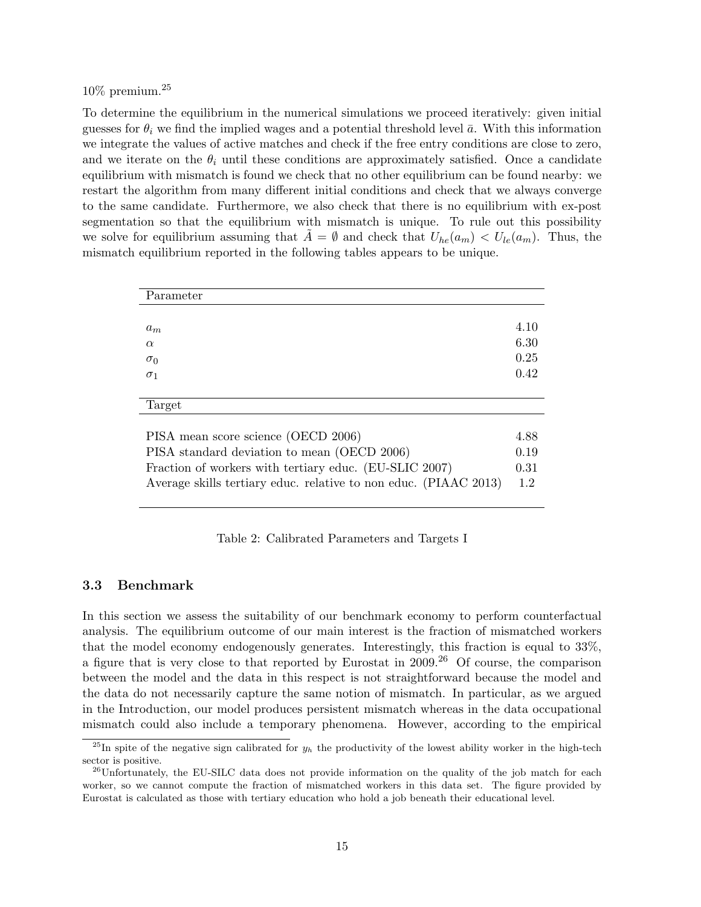10% premium.[25]

To determine the equilibrium in the numerical simulations we proceed iteratively: given initial guesses for $\theta_i$ we find the implied wages and a potential threshold level $\bar{a}$. With this information we integrate the values of active matches and check if the free entry conditions are close to zero, and we iterate on the $\theta_i$ until these conditions are approximately satisfied. Once a candidate equilibrium with mismatch is found we check that no other equilibrium can be found nearby: we restart the algorithm from many different initial conditions and check that we always converge to the same candidate. Furthermore, we also check that there is no equilibrium with ex-post segmentation so that the equilibrium with mismatch is unique. To rule out this possibility we solve for equilibrium assuming that $\tilde{A} = \emptyset$ and check that $U_{he}(a_m) < U_{le}(a_m)$. Thus, the mismatch equilibrium reported in the following tables appears to be unique.

| Parameter | |
|---|---|
| $a_m$ | 4.10 |
| $\alpha$ | 6.30 |
| $\sigma_0$ | 0.25 |
| $\sigma_1$ | 0.42 |
| **Target** | |
| PISA mean score science (OECD 2006) | 4.88 |
| PISA standard deviation to mean (OECD 2006) | 0.19 |
| Fraction of workers with tertiary educ. (EU-SLIC 2007) | 0.31 |
| Average skills tertiary educ. relative to non educ. (PIAAC 2013) | 1.2 |

Table 2: Calibrated Parameters and Targets I

### 3.3 Benchmark

In this section we assess the suitability of our benchmark economy to perform counterfactual analysis. The equilibrium outcome of our main interest is the fraction of mismatched workers that the model economy endogenously generates. Interestingly, this fraction is equal to 33%, a figure that is very close to that reported by Eurostat in 2009.[26] Of course, the comparison between the model and the data in this respect is not straightforward because the model and the data do not necessarily capture the same notion of mismatch. In particular, as we argued in the Introduction, our model produces persistent mismatch whereas in the data occupational mismatch could also include a temporary phenomena. However, according to the empirical

[25] In spite of the negative sign calibrated for $y_h$ the productivity of the lowest ability worker in the high-tech sector is positive.

[26] Unfortunately, the EU-SILC data does not provide information on the quality of the job match for each worker, so we cannot compute the fraction of mismatched workers in this data set. The figure provided by Eurostat is calculated as those with tertiary education who hold a job beneath their educational level.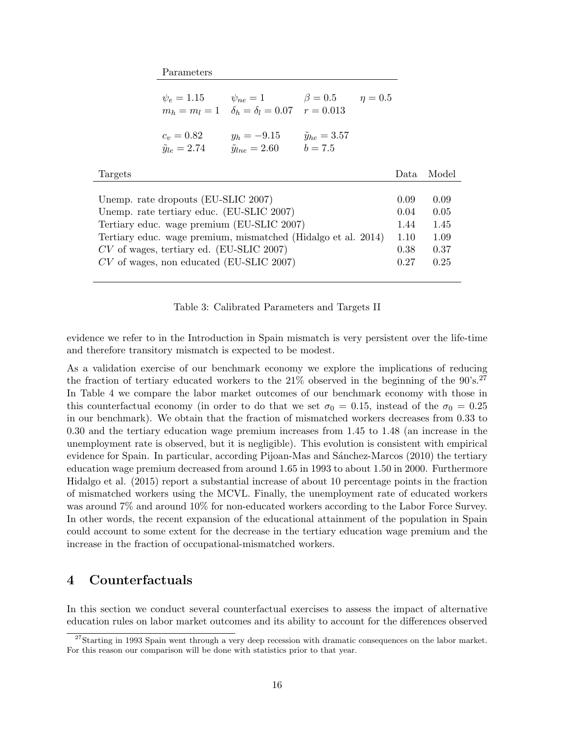| Parameters | | | | | |
|---|---|---|---|---|---|
| $\psi_e = 1.15$ | $\psi_{ne} = 1$ | $\beta = 0.5$ | $\eta = 0.5$ | | |
| $m_h = m_l = 1$ | $\delta_h = \delta_l = 0.07$ | $r = 0.013$ | | | |
| $c_v = 0.82$ | $y_h = -9.15$ | $\tilde{y}_{he} = 3.57$ | | | |
| $\tilde{y}_{le} = 2.74$ | $\tilde{y}_{lne} = 2.60$ | $b = 7.5$ | | | |

| Targets | Data | Model |
|---|---|---|
| Unemp. rate dropouts (EU-SLIC 2007) | 0.09 | 0.09 |
| Unemp. rate tertiary educ. (EU-SLIC 2007) | 0.04 | 0.05 |
| Tertiary educ. wage premium (EU-SLIC 2007) | 1.44 | 1.45 |
| Tertiary educ. wage premium, mismatched (Hidalgo et al. 2014) | 1.10 | 1.09 |
| $CV$ of wages, tertiary ed. (EU-SLIC 2007) | 0.38 | 0.37 |
| $CV$ of wages, non educated (EU-SLIC 2007) | 0.27 | 0.25 |

Table 3: Calibrated Parameters and Targets II

evidence we refer to in the Introduction in Spain mismatch is very persistent over the life-time and therefore transitory mismatch is expected to be modest.

As a validation exercise of our benchmark economy we explore the implications of reducing the fraction of tertiary educated workers to the 21% observed in the beginning of the 90's.[27] In Table 4 we compare the labor market outcomes of our benchmark economy with those in this counterfactual economy (in order to do that we set $\sigma_0 = 0.15$, instead of the $\sigma_0 = 0.25$ in our benchmark). We obtain that the fraction of mismatched workers decreases from 0.33 to 0.30 and the tertiary education wage premium increases from 1.45 to 1.48 (an increase in the unemployment rate is observed, but it is negligible). This evolution is consistent with empirical evidence for Spain. In particular, according Pijoan-Mas and Sánchez-Marcos (2010) the tertiary education wage premium decreased from around 1.65 in 1993 to about 1.50 in 2000. Furthermore Hidalgo et al. (2015) report a substantial increase of about 10 percentage points in the fraction of mismatched workers using the MCVL. Finally, the unemployment rate of educated workers was around 7% and around 10% for non-educated workers according to the Labor Force Survey. In other words, the recent expansion of the educational attainment of the population in Spain could account to some extent for the decrease in the tertiary education wage premium and the increase in the fraction of occupational-mismatched workers.

## 4 Counterfactuals

In this section we conduct several counterfactual exercises to assess the impact of alternative education rules on labor market outcomes and its ability to account for the differences observed

[27] Starting in 1993 Spain went through a very deep recession with dramatic consequences on the labor market. For this reason our comparison will be done with statistics prior to that year.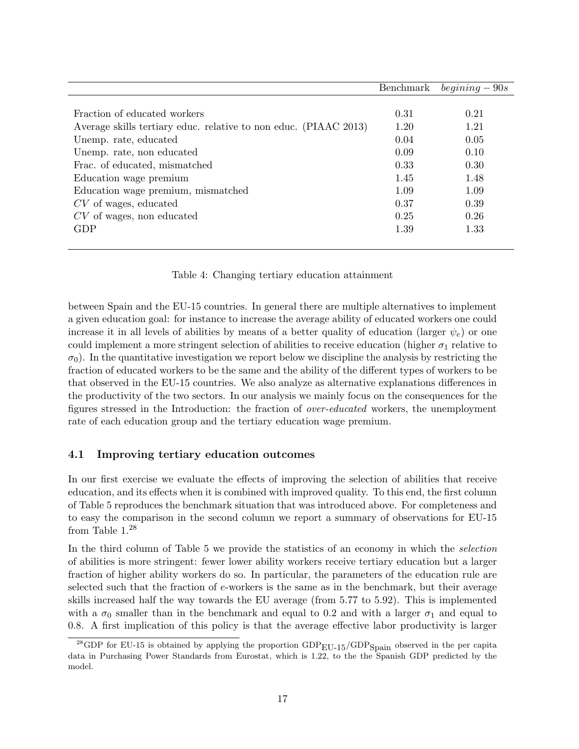| | Benchmark | $begining - 90s$ |
|---|---|---|
| Fraction of educated workers | 0.31 | 0.21 |
| Average skills tertiary educ. relative to non educ. (PIAAC 2013) | 1.20 | 1.21 |
| Unemp. rate, educated | 0.04 | 0.05 |
| Unemp. rate, non educated | 0.09 | 0.10 |
| Frac. of educated, mismatched | 0.33 | 0.30 |
| Education wage premium | 1.45 | 1.48 |
| Education wage premium, mismatched | 1.09 | 1.09 |
| $CV$ of wages, educated | 0.37 | 0.39 |
| $CV$ of wages, non educated | 0.25 | 0.26 |
| GDP | 1.39 | 1.33 |

Table 4: Changing tertiary education attainment

between Spain and the EU-15 countries. In general there are multiple alternatives to implement a given education goal: for instance to increase the average ability of educated workers one could increase it in all levels of abilities by means of a better quality of education (larger $\psi_e$) or one could implement a more stringent selection of abilities to receive education (higher $\sigma_1$ relative to $\sigma_0$). In the quantitative investigation we report below we discipline the analysis by restricting the fraction of educated workers to be the same and the ability of the different types of workers to be that observed in the EU-15 countries. We also analyze as alternative explanations differences in the productivity of the two sectors. In our analysis we mainly focus on the consequences for the figures stressed in the Introduction: the fraction of *over-educated* workers, the unemployment rate of each education group and the tertiary education wage premium.

### 4.1 Improving tertiary education outcomes

In our first exercise we evaluate the effects of improving the selection of abilities that receive education, and its effects when it is combined with improved quality. To this end, the first column of Table 5 reproduces the benchmark situation that was introduced above. For completeness and to easy the comparison in the second column we report a summary of observations for EU-15 from Table 1.[28]

In the third column of Table 5 we provide the statistics of an economy in which the *selection* of abilities is more stringent: fewer lower ability workers receive tertiary education but a larger fraction of higher ability workers do so. In particular, the parameters of the education rule are selected such that the fraction of $e$-workers is the same as in the benchmark, but their average skills increased half the way towards the EU average (from 5.77 to 5.92). This is implemented with a $\sigma_0$ smaller than in the benchmark and equal to 0.2 and with a larger $\sigma_1$ and equal to 0.8. A first implication of this policy is that the average effective labor productivity is larger

[28] GDP for EU-15 is obtained by applying the proportion $\text{GDP}_{\text{EU-15}}/\text{GDP}_{\text{Spain}}$ observed in the per capita data in Purchasing Power Standards from Eurostat, which is 1.22, to the the Spanish GDP predicted by the model.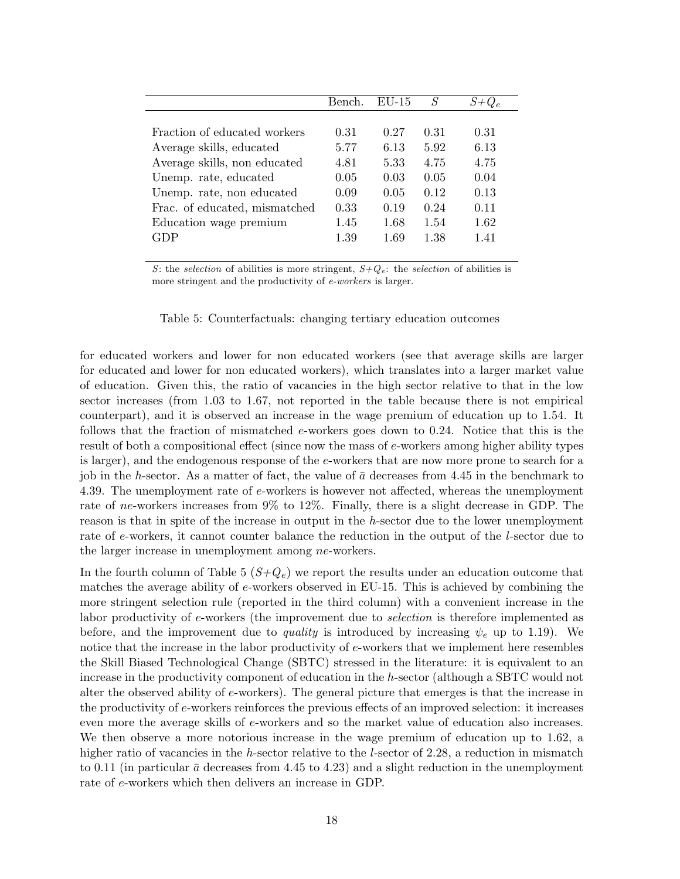| | Bench. | EU-15 | $S$ | $S$+$Q_e$ |
|---|---|---|---|---|
| Fraction of educated workers | 0.31 | 0.27 | 0.31 | 0.31 |
| Average skills, educated | 5.77 | 6.13 | 5.92 | 6.13 |
| Average skills, non educated | 4.81 | 5.33 | 4.75 | 4.75 |
| Unemp. rate, educated | 0.05 | 0.03 | 0.05 | 0.04 |
| Unemp. rate, non educated | 0.09 | 0.05 | 0.12 | 0.13 |
| Frac. of educated, mismatched | 0.33 | 0.19 | 0.24 | 0.11 |
| Education wage premium | 1.45 | 1.68 | 1.54 | 1.62 |
| GDP | 1.39 | 1.69 | 1.38 | 1.41 |

$S$: the *selection* of abilities is more stringent, $S$+$Q_e$: the *selection* of abilities is more stringent and the productivity of *e-workers* is larger.

Table 5: Counterfactuals: changing tertiary education outcomes

for educated workers and lower for non educated workers (see that average skills are larger for educated and lower for non educated workers), which translates into a larger market value of education. Given this, the ratio of vacancies in the high sector relative to that in the low sector increases (from 1.03 to 1.67, not reported in the table because there is not empirical counterpart), and it is observed an increase in the wage premium of education up to 1.54. It follows that the fraction of mismatched $e$-workers goes down to 0.24. Notice that this is the result of both a compositional effect (since now the mass of $e$-workers among higher ability types is larger), and the endogenous response of the $e$-workers that are now more prone to search for a job in the $h$-sector. As a matter of fact, the value of $\bar{a}$ decreases from 4.45 in the benchmark to 4.39. The unemployment rate of $e$-workers is however not affected, whereas the unemployment rate of $ne$-workers increases from 9% to 12%. Finally, there is a slight decrease in GDP. The reason is that in spite of the increase in output in the $h$-sector due to the lower unemployment rate of $e$-workers, it cannot counter balance the reduction in the output of the $l$-sector due to the larger increase in unemployment among $ne$-workers.

In the fourth column of Table 5 ($S$+$Q_e$) we report the results under an education outcome that matches the average ability of $e$-workers observed in EU-15. This is achieved by combining the more stringent selection rule (reported in the third column) with a convenient increase in the labor productivity of $e$-workers (the improvement due to *selection* is therefore implemented as before, and the improvement due to *quality* is introduced by increasing $\psi_e$ up to 1.19). We notice that the increase in the labor productivity of $e$-workers that we implement here resembles the Skill Biased Technological Change (SBTC) stressed in the literature: it is equivalent to an increase in the productivity component of education in the $h$-sector (although a SBTC would not alter the observed ability of $e$-workers). The general picture that emerges is that the increase in the productivity of $e$-workers reinforces the previous effects of an improved selection: it increases even more the average skills of $e$-workers and so the market value of education also increases. We then observe a more notorious increase in the wage premium of education up to 1.62, a higher ratio of vacancies in the $h$-sector relative to the $l$-sector of 2.28, a reduction in mismatch to 0.11 (in particular $\bar{a}$ decreases from 4.45 to 4.23) and a slight reduction in the unemployment rate of $e$-workers which then delivers an increase in GDP.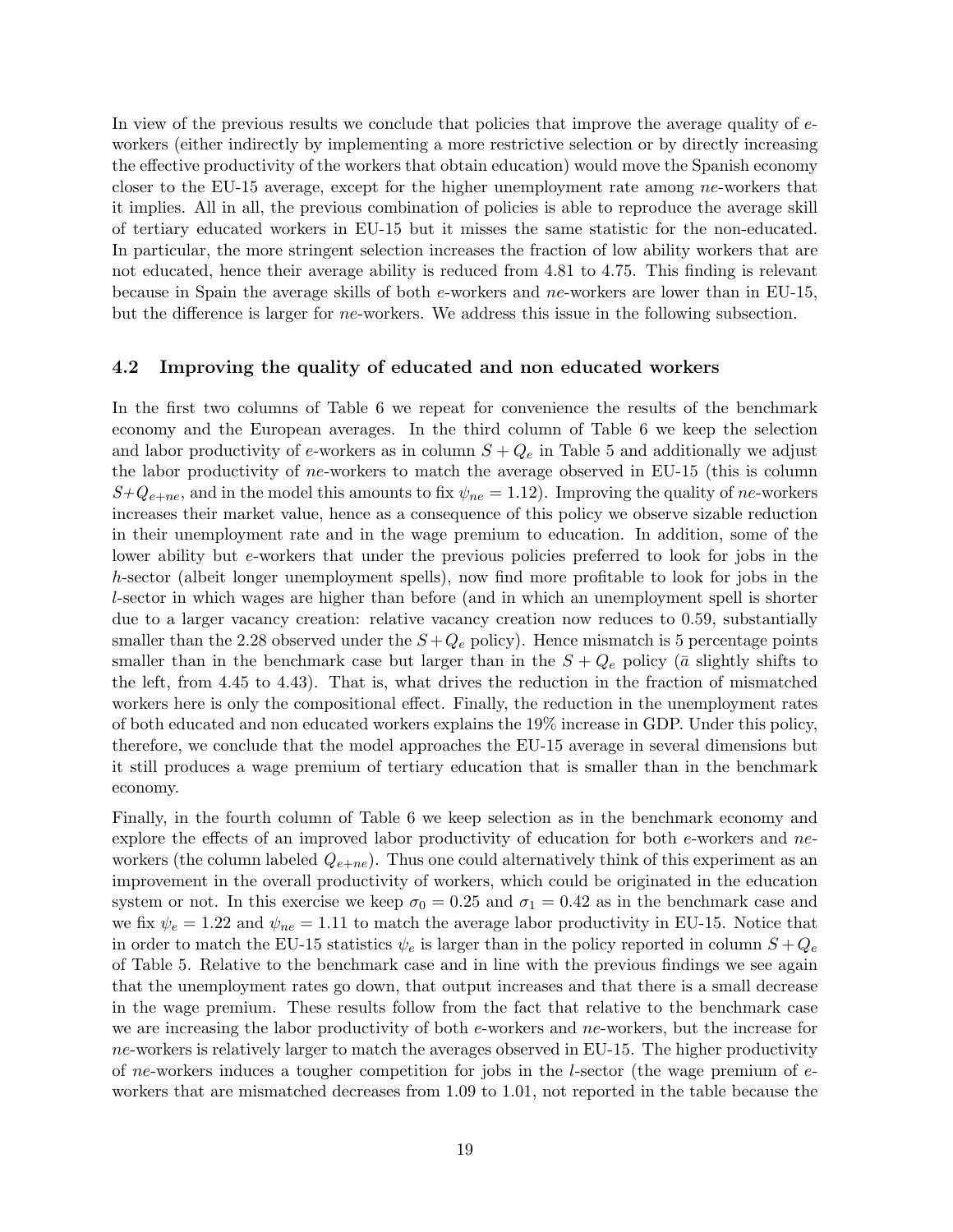In view of the previous results we conclude that policies that improve the average quality of $e$-workers (either indirectly by implementing a more restrictive selection or by directly increasing the effective productivity of the workers that obtain education) would move the Spanish economy closer to the EU-15 average, except for the higher unemployment rate among $ne$-workers that it implies. All in all, the previous combination of policies is able to reproduce the average skill of tertiary educated workers in EU-15 but it misses the same statistic for the non-educated. In particular, the more stringent selection increases the fraction of low ability workers that are not educated, hence their average ability is reduced from 4.81 to 4.75. This finding is relevant because in Spain the average skills of both $e$-workers and $ne$-workers are lower than in EU-15, but the difference is larger for $ne$-workers. We address this issue in the following subsection.

### 4.2 Improving the quality of educated and non educated workers

In the first two columns of Table 6 we repeat for convenience the results of the benchmark economy and the European averages. In the third column of Table 6 we keep the selection and labor productivity of $e$-workers as in column $S + Q_e$ in Table 5 and additionally we adjust the labor productivity of $ne$-workers to match the average observed in EU-15 (this is column $S+Q_{e+ne}$, and in the model this amounts to fix $\psi_{ne} = 1.12$). Improving the quality of $ne$-workers increases their market value, hence as a consequence of this policy we observe sizable reduction in their unemployment rate and in the wage premium to education. In addition, some of the lower ability but $e$-workers that under the previous policies preferred to look for jobs in the $h$-sector (albeit longer unemployment spells), now find more profitable to look for jobs in the $l$-sector in which wages are higher than before (and in which an unemployment spell is shorter due to a larger vacancy creation: relative vacancy creation now reduces to 0.59, substantially smaller than the 2.28 observed under the $S + Q_e$ policy). Hence mismatch is 5 percentage points smaller than in the benchmark case but larger than in the $S + Q_e$ policy ($\bar{a}$ slightly shifts to the left, from 4.45 to 4.43). That is, what drives the reduction in the fraction of mismatched workers here is only the compositional effect. Finally, the reduction in the unemployment rates of both educated and non educated workers explains the 19% increase in GDP. Under this policy, therefore, we conclude that the model approaches the EU-15 average in several dimensions but it still produces a wage premium of tertiary education that is smaller than in the benchmark economy.

Finally, in the fourth column of Table 6 we keep selection as in the benchmark economy and explore the effects of an improved labor productivity of education for both $e$-workers and $ne$-workers (the column labeled $Q_{e+ne}$). Thus one could alternatively think of this experiment as an improvement in the overall productivity of workers, which could be originated in the education system or not. In this exercise we keep $\sigma_0 = 0.25$ and $\sigma_1 = 0.42$ as in the benchmark case and we fix $\psi_e = 1.22$ and $\psi_{ne} = 1.11$ to match the average labor productivity in EU-15. Notice that in order to match the EU-15 statistics $\psi_e$ is larger than in the policy reported in column $S + Q_e$ of Table 5. Relative to the benchmark case and in line with the previous findings we see again that the unemployment rates go down, that output increases and that there is a small decrease in the wage premium. These results follow from the fact that relative to the benchmark case we are increasing the labor productivity of both $e$-workers and $ne$-workers, but the increase for $ne$-workers is relatively larger to match the averages observed in EU-15. The higher productivity of $ne$-workers induces a tougher competition for jobs in the $l$-sector (the wage premium of $e$-workers that are mismatched decreases from 1.09 to 1.01, not reported in the table because the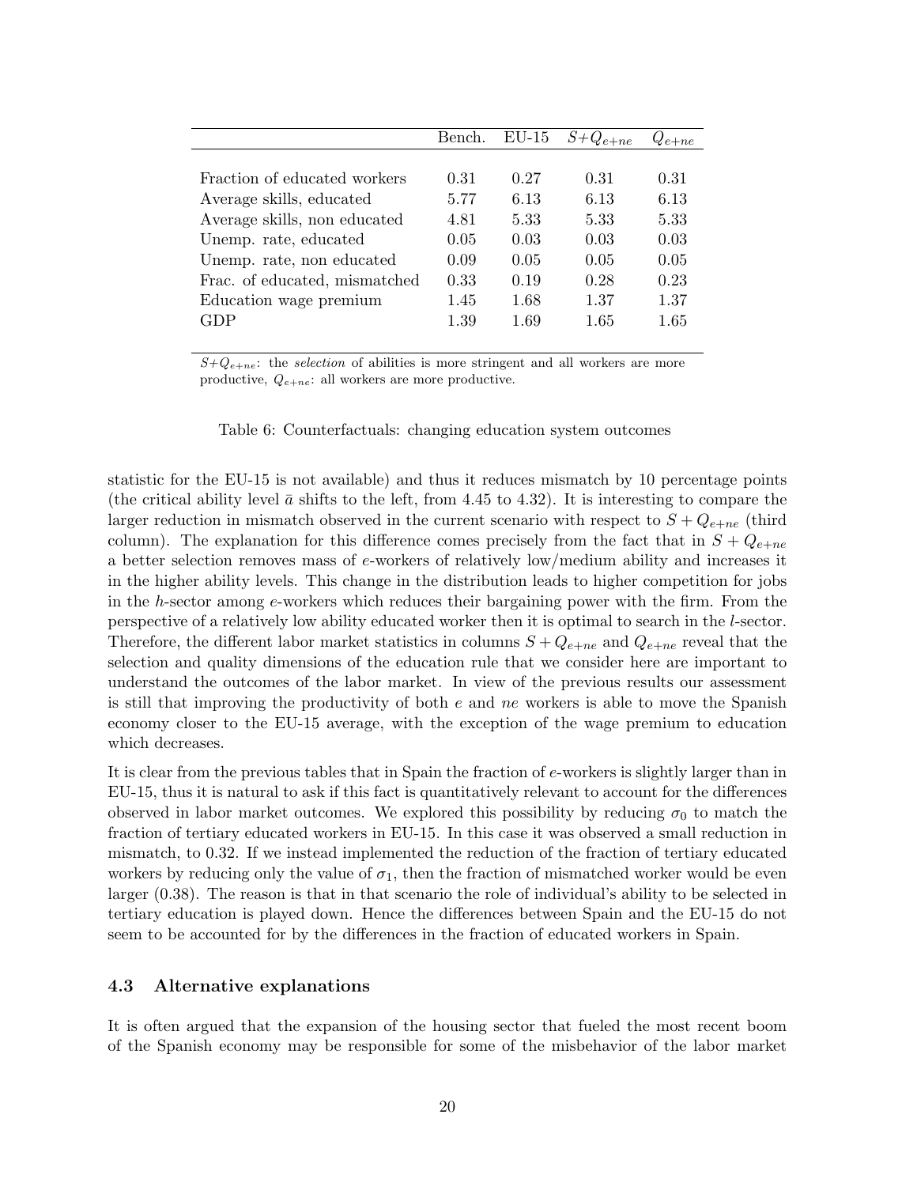| | Bench. | EU-15 | $S$+$Q_{e+ne}$ | $Q_{e+ne}$ |
|---|---|---|---|---|
| Fraction of educated workers | 0.31 | 0.27 | 0.31 | 0.31 |
| Average skills, educated | 5.77 | 6.13 | 6.13 | 6.13 |
| Average skills, non educated | 4.81 | 5.33 | 5.33 | 5.33 |
| Unemp. rate, educated | 0.05 | 0.03 | 0.03 | 0.03 |
| Unemp. rate, non educated | 0.09 | 0.05 | 0.05 | 0.05 |
| Frac. of educated, mismatched | 0.33 | 0.19 | 0.28 | 0.23 |
| Education wage premium | 1.45 | 1.68 | 1.37 | 1.37 |
| GDP | 1.39 | 1.69 | 1.65 | 1.65 |

$S$+$Q_{e+ne}$: the *selection* of abilities is more stringent and all workers are more productive, $Q_{e+ne}$: all workers are more productive.

Table 6: Counterfactuals: changing education system outcomes

statistic for the EU-15 is not available) and thus it reduces mismatch by 10 percentage points (the critical ability level $\bar{a}$ shifts to the left, from 4.45 to 4.32). It is interesting to compare the larger reduction in mismatch observed in the current scenario with respect to $S + Q_{e+ne}$ (third column). The explanation for this difference comes precisely from the fact that in $S + Q_{e+ne}$ a better selection removes mass of $e$-workers of relatively low/medium ability and increases it in the higher ability levels. This change in the distribution leads to higher competition for jobs in the $h$-sector among $e$-workers which reduces their bargaining power with the firm. From the perspective of a relatively low ability educated worker then it is optimal to search in the $l$-sector. Therefore, the different labor market statistics in columns $S + Q_{e+ne}$ and $Q_{e+ne}$ reveal that the selection and quality dimensions of the education rule that we consider here are important to understand the outcomes of the labor market. In view of the previous results our assessment is still that improving the productivity of both $e$ and $ne$ workers is able to move the Spanish economy closer to the EU-15 average, with the exception of the wage premium to education which decreases.

It is clear from the previous tables that in Spain the fraction of $e$-workers is slightly larger than in EU-15, thus it is natural to ask if this fact is quantitatively relevant to account for the differences observed in labor market outcomes. We explored this possibility by reducing $\sigma_0$ to match the fraction of tertiary educated workers in EU-15. In this case it was observed a small reduction in mismatch, to 0.32. If we instead implemented the reduction of the fraction of tertiary educated workers by reducing only the value of $\sigma_1$, then the fraction of mismatched worker would be even larger (0.38). The reason is that in that scenario the role of individual's ability to be selected in tertiary education is played down. Hence the differences between Spain and the EU-15 do not seem to be accounted for by the differences in the fraction of educated workers in Spain.

### 4.3 Alternative explanations

It is often argued that the expansion of the housing sector that fueled the most recent boom of the Spanish economy may be responsible for some of the misbehavior of the labor market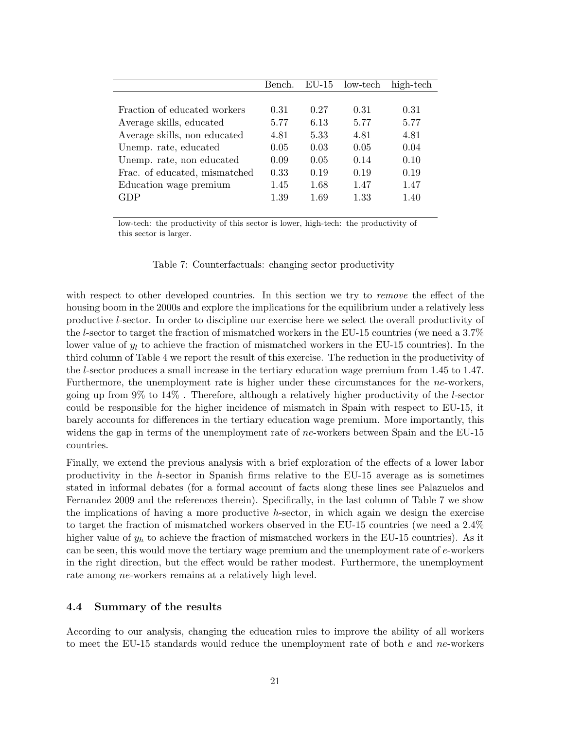|  | Bench. | EU-15 | low-tech | high-tech |
|---|---|---|---|---|
| Fraction of educated workers | 0.31 | 0.27 | 0.31 | 0.31 |
| Average skills, educated | 5.77 | 6.13 | 5.77 | 5.77 |
| Average skills, non educated | 4.81 | 5.33 | 4.81 | 4.81 |
| Unemp. rate, educated | 0.05 | 0.03 | 0.05 | 0.04 |
| Unemp. rate, non educated | 0.09 | 0.05 | 0.14 | 0.10 |
| Frac. of educated, mismatched | 0.33 | 0.19 | 0.19 | 0.19 |
| Education wage premium | 1.45 | 1.68 | 1.47 | 1.47 |
| GDP | 1.39 | 1.69 | 1.33 | 1.40 |

low-tech: the productivity of this sector is lower, high-tech: the productivity of this sector is larger.

Table 7: Counterfactuals: changing sector productivity

with respect to other developed countries. In this section we try to *remove* the effect of the housing boom in the 2000s and explore the implications for the equilibrium under a relatively less productive $l$-sector. In order to discipline our exercise here we select the overall productivity of the $l$-sector to target the fraction of mismatched workers in the EU-15 countries (we need a 3.7% lower value of $y_l$ to achieve the fraction of mismatched workers in the EU-15 countries). In the third column of Table 4 we report the result of this exercise. The reduction in the productivity of the $l$-sector produces a small increase in the tertiary education wage premium from 1.45 to 1.47. Furthermore, the unemployment rate is higher under these circumstances for the *ne*-workers, going up from 9% to 14% . Therefore, although a relatively higher productivity of the $l$-sector could be responsible for the higher incidence of mismatch in Spain with respect to EU-15, it barely accounts for differences in the tertiary education wage premium. More importantly, this widens the gap in terms of the unemployment rate of *ne*-workers between Spain and the EU-15 countries.

Finally, we extend the previous analysis with a brief exploration of the effects of a lower labor productivity in the $h$-sector in Spanish firms relative to the EU-15 average as is sometimes stated in informal debates (for a formal account of facts along these lines see Palazuelos and Fernandez 2009 and the references therein). Specifically, in the last column of Table 7 we show the implications of having a more productive $h$-sector, in which again we design the exercise to target the fraction of mismatched workers observed in the EU-15 countries (we need a 2.4% higher value of $y_h$ to achieve the fraction of mismatched workers in the EU-15 countries). As it can be seen, this would move the tertiary wage premium and the unemployment rate of $e$-workers in the right direction, but the effect would be rather modest. Furthermore, the unemployment rate among *ne*-workers remains at a relatively high level.

### 4.4 Summary of the results

According to our analysis, changing the education rules to improve the ability of all workers to meet the EU-15 standards would reduce the unemployment rate of both $e$ and *ne*-workers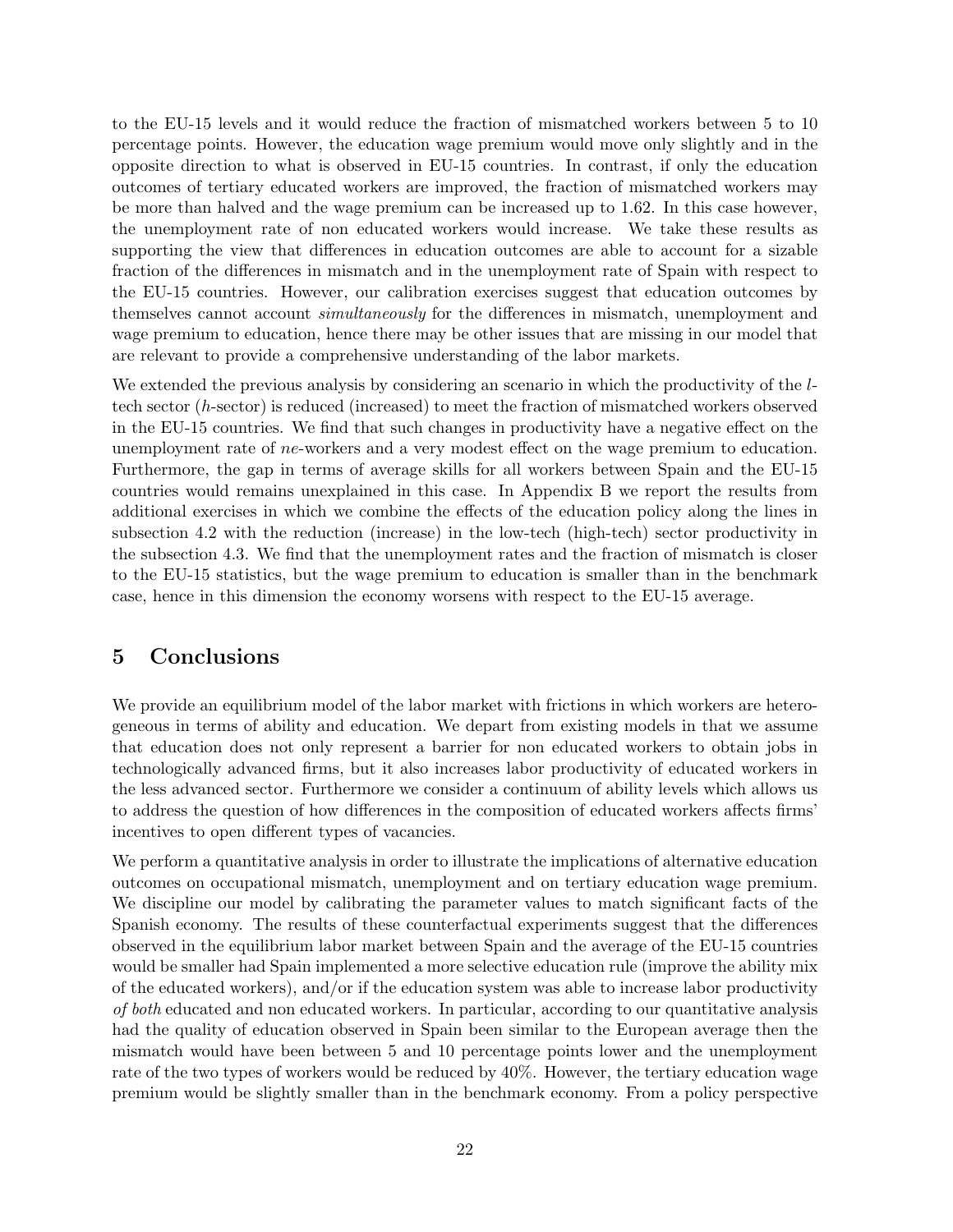to the EU-15 levels and it would reduce the fraction of mismatched workers between 5 to 10 percentage points. However, the education wage premium would move only slightly and in the opposite direction to what is observed in EU-15 countries. In contrast, if only the education outcomes of tertiary educated workers are improved, the fraction of mismatched workers may be more than halved and the wage premium can be increased up to 1.62. In this case however, the unemployment rate of non educated workers would increase. We take these results as supporting the view that differences in education outcomes are able to account for a sizable fraction of the differences in mismatch and in the unemployment rate of Spain with respect to the EU-15 countries. However, our calibration exercises suggest that education outcomes by themselves cannot account *simultaneously* for the differences in mismatch, unemployment and wage premium to education, hence there may be other issues that are missing in our model that are relevant to provide a comprehensive understanding of the labor markets.

We extended the previous analysis by considering an scenario in which the productivity of the $l$-tech sector ($h$-sector) is reduced (increased) to meet the fraction of mismatched workers observed in the EU-15 countries. We find that such changes in productivity have a negative effect on the unemployment rate of $ne$-workers and a very modest effect on the wage premium to education. Furthermore, the gap in terms of average skills for all workers between Spain and the EU-15 countries would remains unexplained in this case. In Appendix B we report the results from additional exercises in which we combine the effects of the education policy along the lines in subsection 4.2 with the reduction (increase) in the low-tech (high-tech) sector productivity in the subsection 4.3. We find that the unemployment rates and the fraction of mismatch is closer to the EU-15 statistics, but the wage premium to education is smaller than in the benchmark case, hence in this dimension the economy worsens with respect to the EU-15 average.

## 5 Conclusions

We provide an equilibrium model of the labor market with frictions in which workers are heterogeneous in terms of ability and education. We depart from existing models in that we assume that education does not only represent a barrier for non educated workers to obtain jobs in technologically advanced firms, but it also increases labor productivity of educated workers in the less advanced sector. Furthermore we consider a continuum of ability levels which allows us to address the question of how differences in the composition of educated workers affects firms' incentives to open different types of vacancies.

We perform a quantitative analysis in order to illustrate the implications of alternative education outcomes on occupational mismatch, unemployment and on tertiary education wage premium. We discipline our model by calibrating the parameter values to match significant facts of the Spanish economy. The results of these counterfactual experiments suggest that the differences observed in the equilibrium labor market between Spain and the average of the EU-15 countries would be smaller had Spain implemented a more selective education rule (improve the ability mix of the educated workers), and/or if the education system was able to increase labor productivity *of both* educated and non educated workers. In particular, according to our quantitative analysis had the quality of education observed in Spain been similar to the European average then the mismatch would have been between 5 and 10 percentage points lower and the unemployment rate of the two types of workers would be reduced by 40%. However, the tertiary education wage premium would be slightly smaller than in the benchmark economy. From a policy perspective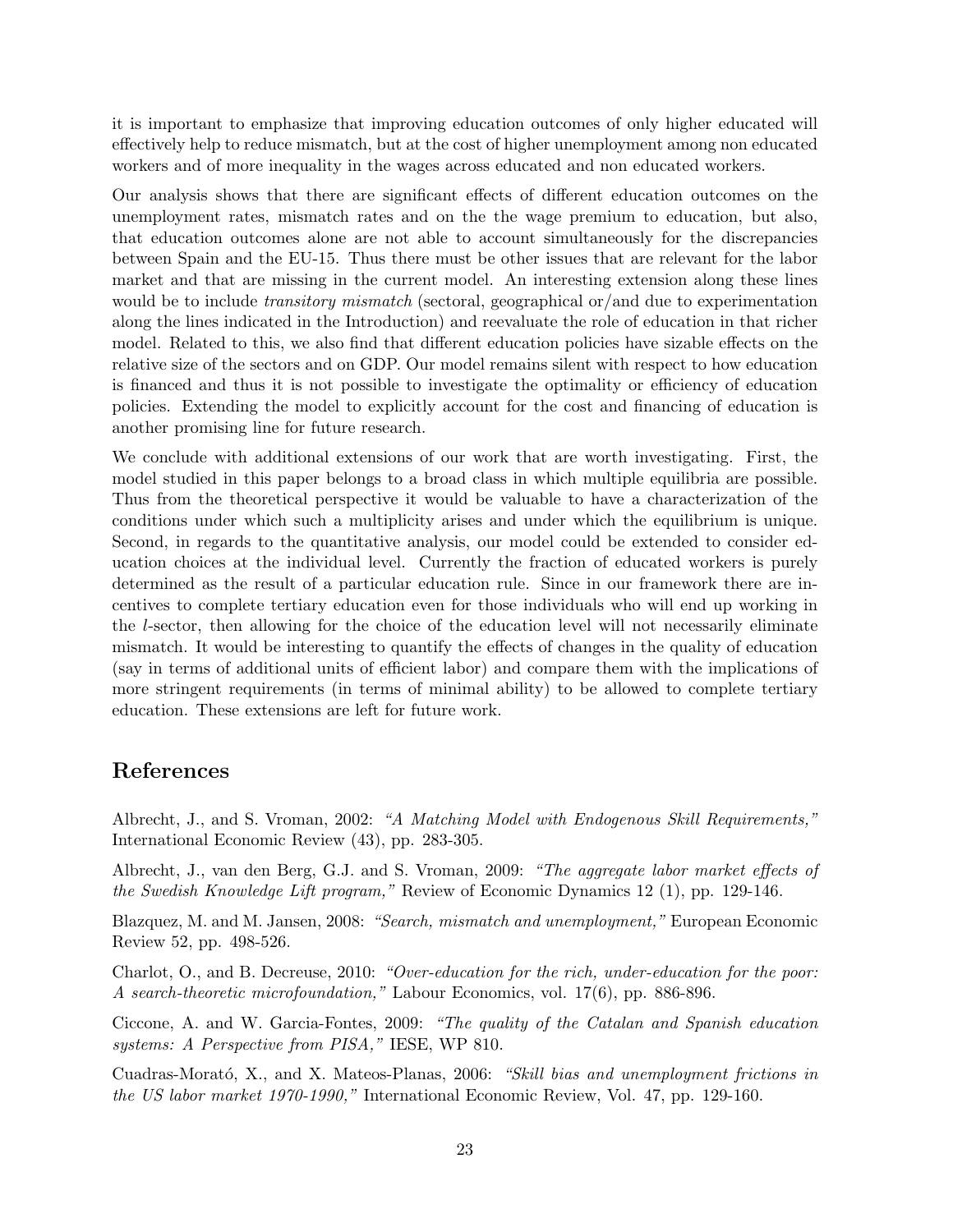it is important to emphasize that improving education outcomes of only higher educated will effectively help to reduce mismatch, but at the cost of higher unemployment among non educated workers and of more inequality in the wages across educated and non educated workers.

Our analysis shows that there are significant effects of different education outcomes on the unemployment rates, mismatch rates and on the the wage premium to education, but also, that education outcomes alone are not able to account simultaneously for the discrepancies between Spain and the EU-15. Thus there must be other issues that are relevant for the labor market and that are missing in the current model. An interesting extension along these lines would be to include *transitory mismatch* (sectoral, geographical or/and due to experimentation along the lines indicated in the Introduction) and reevaluate the role of education in that richer model. Related to this, we also find that different education policies have sizable effects on the relative size of the sectors and on GDP. Our model remains silent with respect to how education is financed and thus it is not possible to investigate the optimality or efficiency of education policies. Extending the model to explicitly account for the cost and financing of education is another promising line for future research.

We conclude with additional extensions of our work that are worth investigating. First, the model studied in this paper belongs to a broad class in which multiple equilibria are possible. Thus from the theoretical perspective it would be valuable to have a characterization of the conditions under which such a multiplicity arises and under which the equilibrium is unique. Second, in regards to the quantitative analysis, our model could be extended to consider education choices at the individual level. Currently the fraction of educated workers is purely determined as the result of a particular education rule. Since in our framework there are incentives to complete tertiary education even for those individuals who will end up working in the $l$-sector, then allowing for the choice of the education level will not necessarily eliminate mismatch. It would be interesting to quantify the effects of changes in the quality of education (say in terms of additional units of efficient labor) and compare them with the implications of more stringent requirements (in terms of minimal ability) to be allowed to complete tertiary education. These extensions are left for future work.

## References

Albrecht, J., and S. Vroman, 2002: *"A Matching Model with Endogenous Skill Requirements,"* International Economic Review (43), pp. 283-305.

Albrecht, J., van den Berg, G.J. and S. Vroman, 2009: *"The aggregate labor market effects of the Swedish Knowledge Lift program,"* Review of Economic Dynamics 12 (1), pp. 129-146.

Blazquez, M. and M. Jansen, 2008: *"Search, mismatch and unemployment,"* European Economic Review 52, pp. 498-526.

Charlot, O., and B. Decreuse, 2010: *"Over-education for the rich, under-education for the poor: A search-theoretic microfoundation,"* Labour Economics, vol. 17(6), pp. 886-896.

Ciccone, A. and W. Garcia-Fontes, 2009: *"The quality of the Catalan and Spanish education systems: A Perspective from PISA,"* IESE, WP 810.

Cuadras-Morató, X., and X. Mateos-Planas, 2006: *"Skill bias and unemployment frictions in the US labor market 1970-1990,"* International Economic Review, Vol. 47, pp. 129-160.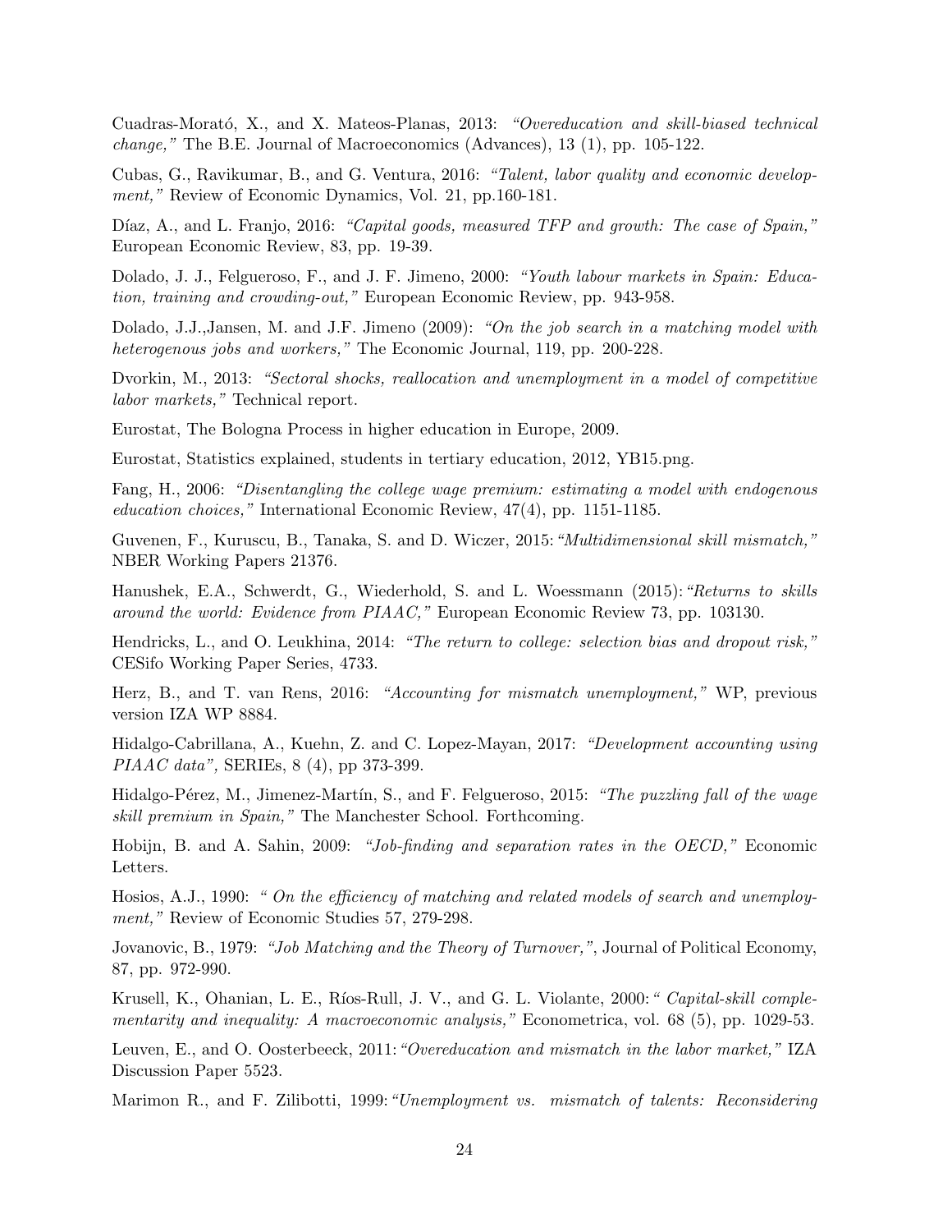Cuadras-Morató, X., and X. Mateos-Planas, 2013: *"Overeducation and skill-biased technical change,"* The B.E. Journal of Macroeconomics (Advances), 13 (1), pp. 105-122.

Cubas, G., Ravikumar, B., and G. Ventura, 2016: *"Talent, labor quality and economic development,"* Review of Economic Dynamics, Vol. 21, pp.160-181.

Díaz, A., and L. Franjo, 2016: *"Capital goods, measured TFP and growth: The case of Spain,"* European Economic Review, 83, pp. 19-39.

Dolado, J. J., Felgueroso, F., and J. F. Jimeno, 2000: *"Youth labour markets in Spain: Education, training and crowding-out,"* European Economic Review, pp. 943-958.

Dolado, J.J.,Jansen, M. and J.F. Jimeno (2009): *"On the job search in a matching model with heterogenous jobs and workers,"* The Economic Journal, 119, pp. 200-228.

Dvorkin, M., 2013: *"Sectoral shocks, reallocation and unemployment in a model of competitive labor markets,"* Technical report.

Eurostat, The Bologna Process in higher education in Europe, 2009.

Eurostat, Statistics explained, students in tertiary education, 2012, YB15.png.

Fang, H., 2006: *"Disentangling the college wage premium: estimating a model with endogenous education choices,"* International Economic Review, 47(4), pp. 1151-1185.

Guvenen, F., Kuruscu, B., Tanaka, S. and D. Wiczer, 2015: *"Multidimensional skill mismatch,"* NBER Working Papers 21376.

Hanushek, E.A., Schwerdt, G., Wiederhold, S. and L. Woessmann (2015): *"Returns to skills around the world: Evidence from PIAAC,"* European Economic Review 73, pp. 103130.

Hendricks, L., and O. Leukhina, 2014: *"The return to college: selection bias and dropout risk,"* CESifo Working Paper Series, 4733.

Herz, B., and T. van Rens, 2016: *"Accounting for mismatch unemployment,"* WP, previous version IZA WP 8884.

Hidalgo-Cabrillana, A., Kuehn, Z. and C. Lopez-Mayan, 2017: *"Development accounting using PIAAC data",* SERIEs, 8 (4), pp 373-399.

Hidalgo-Pérez, M., Jimenez-Martín, S., and F. Felgueroso, 2015: *"The puzzling fall of the wage skill premium in Spain,"* The Manchester School. Forthcoming.

Hobijn, B. and A. Sahin, 2009: *"Job-finding and separation rates in the OECD,"* Economic Letters.

Hosios, A.J., 1990: *" On the efficiency of matching and related models of search and unemployment,"* Review of Economic Studies 57, 279-298.

Jovanovic, B., 1979: *"Job Matching and the Theory of Turnover,"*, Journal of Political Economy, 87, pp. 972-990.

Krusell, K., Ohanian, L. E., Ríos-Rull, J. V., and G. L. Violante, 2000: *" Capital-skill complementarity and inequality: A macroeconomic analysis,"* Econometrica, vol. 68 (5), pp. 1029-53.

Leuven, E., and O. Oosterbeeck, 2011: *"Overeducation and mismatch in the labor market,"* IZA Discussion Paper 5523.

Marimon R., and F. Zilibotti, 1999: *"Unemployment vs. mismatch of talents: Reconsidering*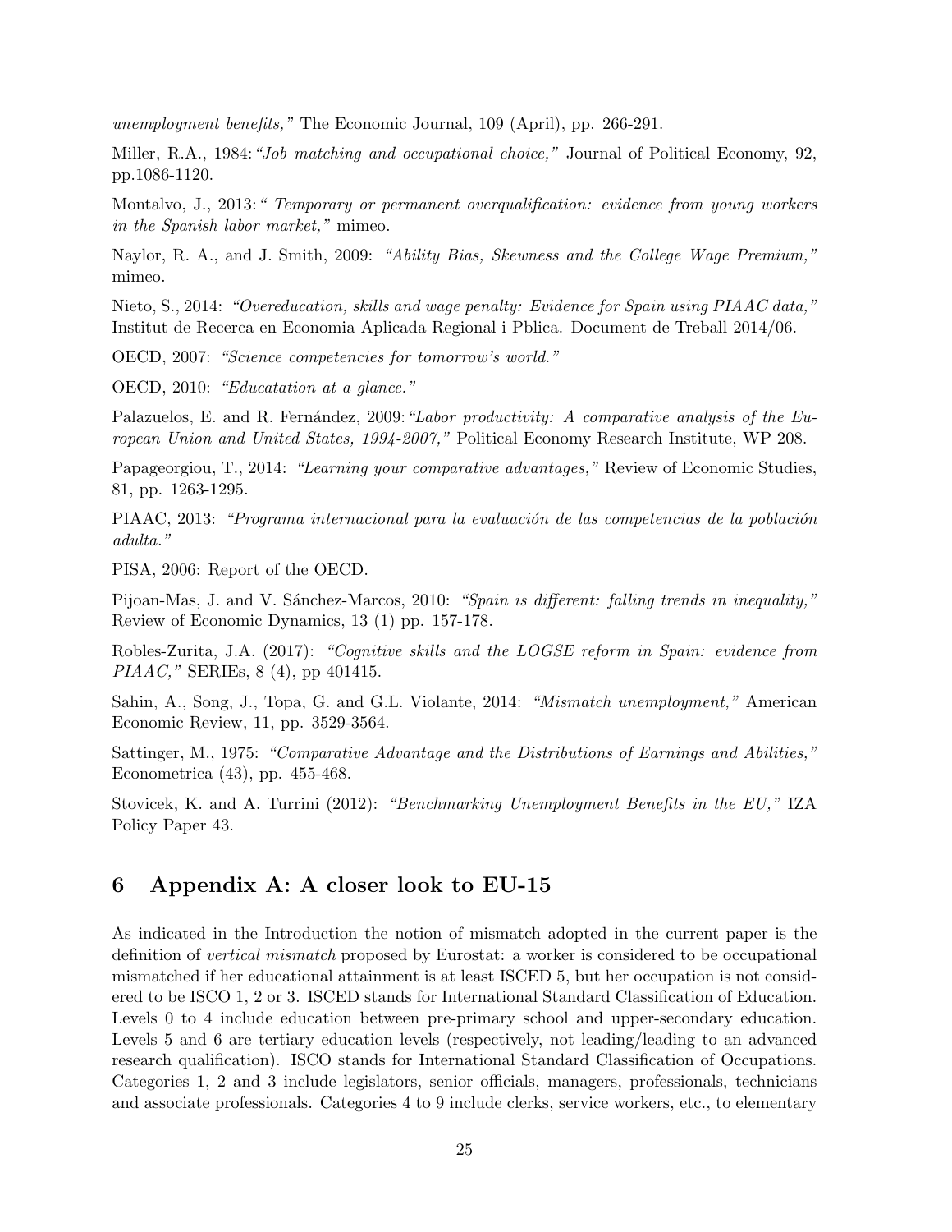*unemployment benefits,"* The Economic Journal, 109 (April), pp. 266-291.

Miller, R.A., 1984: *"Job matching and occupational choice,"* Journal of Political Economy, 92, pp.1086-1120.

Montalvo, J., 2013: *" Temporary or permanent overqualification: evidence from young workers in the Spanish labor market,"* mimeo.

Naylor, R. A., and J. Smith, 2009: *"Ability Bias, Skewness and the College Wage Premium,"* mimeo.

Nieto, S., 2014: *"Overeducation, skills and wage penalty: Evidence for Spain using PIAAC data,"* Institut de Recerca en Economia Aplicada Regional i Pblica. Document de Treball 2014/06.

OECD, 2007: *"Science competencies for tomorrow's world."*

OECD, 2010: *"Educatation at a glance."*

Palazuelos, E. and R. Fernández, 2009: *"Labor productivity: A comparative analysis of the European Union and United States, 1994-2007,"* Political Economy Research Institute, WP 208.

Papageorgiou, T., 2014: *"Learning your comparative advantages,"* Review of Economic Studies, 81, pp. 1263-1295.

PIAAC, 2013: *"Programa internacional para la evaluación de las competencias de la población adulta."*

PISA, 2006: Report of the OECD.

Pijoan-Mas, J. and V. Sánchez-Marcos, 2010: *"Spain is different: falling trends in inequality,"* Review of Economic Dynamics, 13 (1) pp. 157-178.

Robles-Zurita, J.A. (2017): *"Cognitive skills and the LOGSE reform in Spain: evidence from PIAAC,"* SERIEs, 8 (4), pp 401415.

Sahin, A., Song, J., Topa, G. and G.L. Violante, 2014: *"Mismatch unemployment,"* American Economic Review, 11, pp. 3529-3564.

Sattinger, M., 1975: *"Comparative Advantage and the Distributions of Earnings and Abilities,"* Econometrica (43), pp. 455-468.

Stovicek, K. and A. Turrini (2012): *"Benchmarking Unemployment Benefits in the EU,"* IZA Policy Paper 43.

## 6 Appendix A: A closer look to EU-15

As indicated in the Introduction the notion of mismatch adopted in the current paper is the definition of *vertical mismatch* proposed by Eurostat: a worker is considered to be occupational mismatched if her educational attainment is at least ISCED 5, but her occupation is not considered to be ISCO 1, 2 or 3. ISCED stands for International Standard Classification of Education. Levels 0 to 4 include education between pre-primary school and upper-secondary education. Levels 5 and 6 are tertiary education levels (respectively, not leading/leading to an advanced research qualification). ISCO stands for International Standard Classification of Occupations. Categories 1, 2 and 3 include legislators, senior officials, managers, professionals, technicians and associate professionals. Categories 4 to 9 include clerks, service workers, etc., to elementary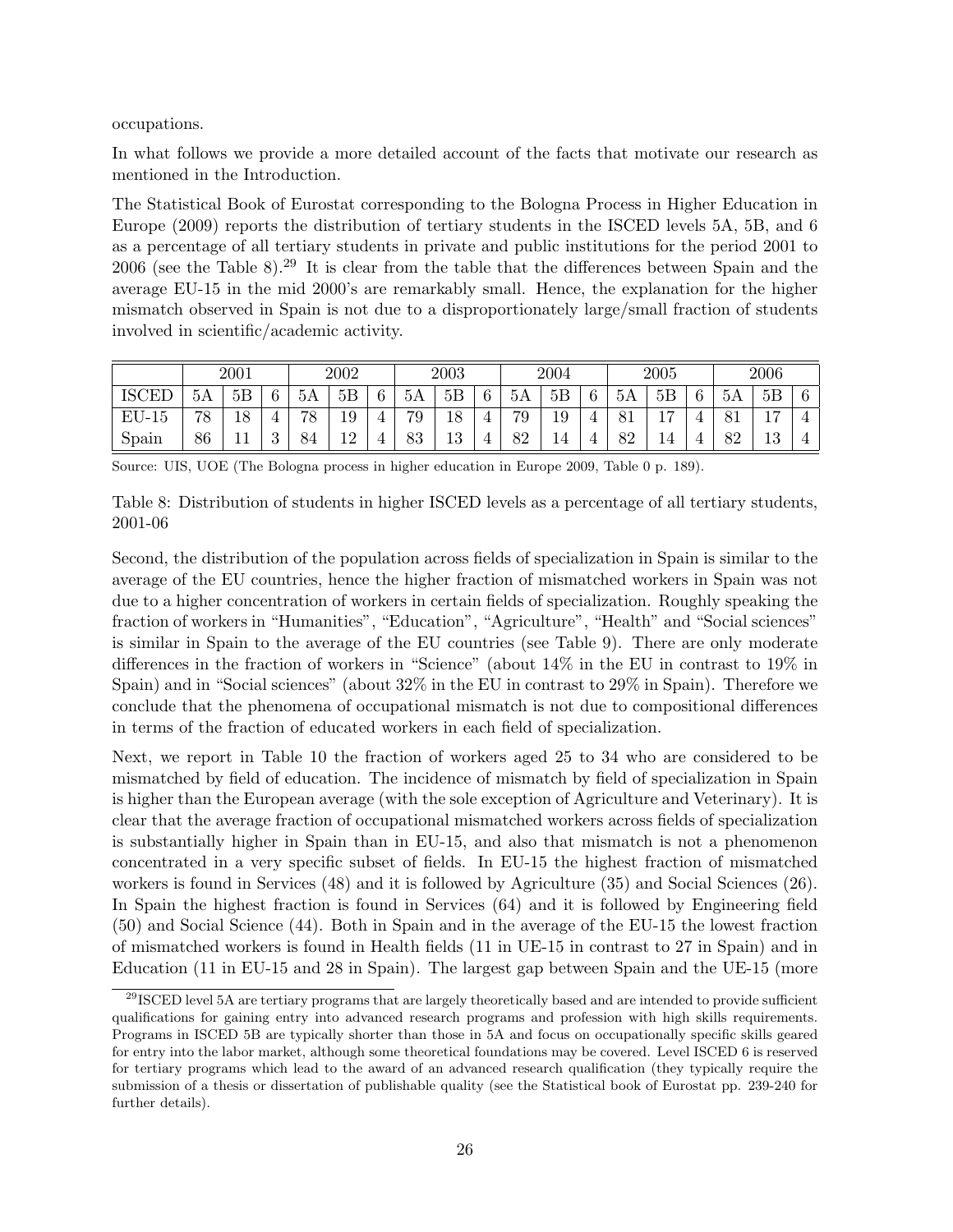occupations.

In what follows we provide a more detailed account of the facts that motivate our research as mentioned in the Introduction.

The Statistical Book of Eurostat corresponding to the Bologna Process in Higher Education in Europe (2009) reports the distribution of tertiary students in the ISCED levels 5A, 5B, and 6 as a percentage of all tertiary students in private and public institutions for the period 2001 to 2006 (see the Table 8).[29] It is clear from the table that the differences between Spain and the average EU-15 in the mid 2000's are remarkably small. Hence, the explanation for the higher mismatch observed in Spain is not due to a disproportionately large/small fraction of students involved in scientific/academic activity.

| | 2001 | | | 2002 | | | 2003 | | | 2004 | | | 2005 | | | 2006 | | |
|---|---|---|---|---|---|---|---|---|---|---|---|---|---|---|---|---|---|---|
| ISCED | 5A | 5B | 6 | 5A | 5B | 6 | 5A | 5B | 6 | 5A | 5B | 6 | 5A | 5B | 6 | 5A | 5B | 6 |
| EU-15 | 78 | 18 | 4 | 78 | 19 | 4 | 79 | 18 | 4 | 79 | 19 | 4 | 81 | 17 | 4 | 81 | 17 | 4 |
| Spain | 86 | 11 | 3 | 84 | 12 | 4 | 83 | 13 | 4 | 82 | 14 | 4 | 82 | 14 | 4 | 82 | 13 | 4 |

Source: UIS, UOE (The Bologna process in higher education in Europe 2009, Table 0 p. 189).

Table 8: Distribution of students in higher ISCED levels as a percentage of all tertiary students, 2001-06

Second, the distribution of the population across fields of specialization in Spain is similar to the average of the EU countries, hence the higher fraction of mismatched workers in Spain was not due to a higher concentration of workers in certain fields of specialization. Roughly speaking the fraction of workers in "Humanities", "Education", "Agriculture", "Health" and "Social sciences" is similar in Spain to the average of the EU countries (see Table 9). There are only moderate differences in the fraction of workers in "Science" (about 14% in the EU in contrast to 19% in Spain) and in "Social sciences" (about 32% in the EU in contrast to 29% in Spain). Therefore we conclude that the phenomena of occupational mismatch is not due to compositional differences in terms of the fraction of educated workers in each field of specialization.

Next, we report in Table 10 the fraction of workers aged 25 to 34 who are considered to be mismatched by field of education. The incidence of mismatch by field of specialization in Spain is higher than the European average (with the sole exception of Agriculture and Veterinary). It is clear that the average fraction of occupational mismatched workers across fields of specialization is substantially higher in Spain than in EU-15, and also that mismatch is not a phenomenon concentrated in a very specific subset of fields. In EU-15 the highest fraction of mismatched workers is found in Services (48) and it is followed by Agriculture (35) and Social Sciences (26). In Spain the highest fraction is found in Services (64) and it is followed by Engineering field (50) and Social Science (44). Both in Spain and in the average of the EU-15 the lowest fraction of mismatched workers is found in Health fields (11 in UE-15 in contrast to 27 in Spain) and in Education (11 in EU-15 and 28 in Spain). The largest gap between Spain and the UE-15 (more

[29] ISCED level 5A are tertiary programs that are largely theoretically based and are intended to provide sufficient qualifications for gaining entry into advanced research programs and profession with high skills requirements. Programs in ISCED 5B are typically shorter than those in 5A and focus on occupationally specific skills geared for entry into the labor market, although some theoretical foundations may be covered. Level ISCED 6 is reserved for tertiary programs which lead to the award of an advanced research qualification (they typically require the submission of a thesis or dissertation of publishable quality (see the Statistical book of Eurostat pp. 239-240 for further details).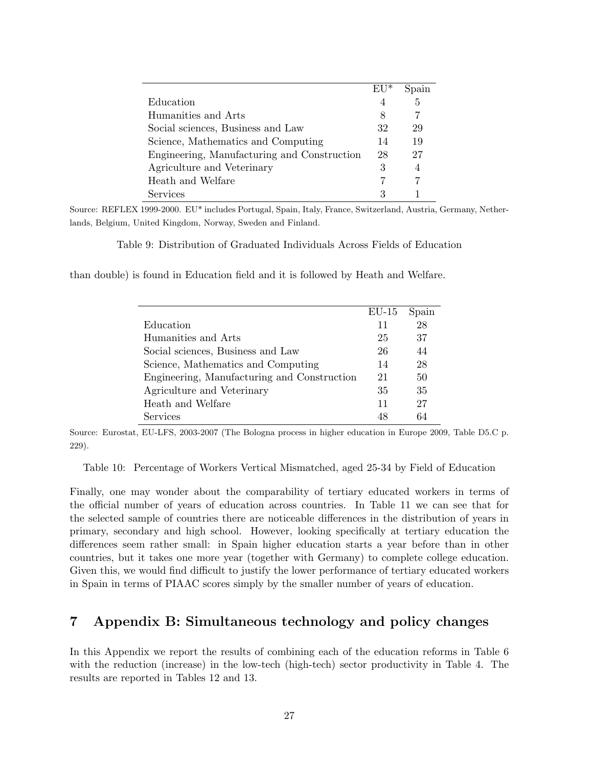|  | EU* | Spain |
|---|---|---|
| Education | 4 | 5 |
| Humanities and Arts | 8 | 7 |
| Social sciences, Business and Law | 32 | 29 |
| Science, Mathematics and Computing | 14 | 19 |
| Engineering, Manufacturing and Construction | 28 | 27 |
| Agriculture and Veterinary | 3 | 4 |
| Heath and Welfare | 7 | 7 |
| Services | 3 | 1 |

Source: REFLEX 1999-2000. EU* includes Portugal, Spain, Italy, France, Switzerland, Austria, Germany, Netherlands, Belgium, United Kingdom, Norway, Sweden and Finland.

Table 9: Distribution of Graduated Individuals Across Fields of Education

than double) is found in Education field and it is followed by Heath and Welfare.

|  | EU-15 | Spain |
|---|---|---|
| Education | 11 | 28 |
| Humanities and Arts | 25 | 37 |
| Social sciences, Business and Law | 26 | 44 |
| Science, Mathematics and Computing | 14 | 28 |
| Engineering, Manufacturing and Construction | 21 | 50 |
| Agriculture and Veterinary | 35 | 35 |
| Heath and Welfare | 11 | 27 |
| Services | 48 | 64 |

Source: Eurostat, EU-LFS, 2003-2007 (The Bologna process in higher education in Europe 2009, Table D5.C p. 229).

Table 10: Percentage of Workers Vertical Mismatched, aged 25-34 by Field of Education

Finally, one may wonder about the comparability of tertiary educated workers in terms of the official number of years of education across countries. In Table 11 we can see that for the selected sample of countries there are noticeable differences in the distribution of years in primary, secondary and high school. However, looking specifically at tertiary education the differences seem rather small: in Spain higher education starts a year before than in other countries, but it takes one more year (together with Germany) to complete college education. Given this, we would find difficult to justify the lower performance of tertiary educated workers in Spain in terms of PIAAC scores simply by the smaller number of years of education.

## 7 Appendix B: Simultaneous technology and policy changes

In this Appendix we report the results of combining each of the education reforms in Table 6 with the reduction (increase) in the low-tech (high-tech) sector productivity in Table 4. The results are reported in Tables 12 and 13.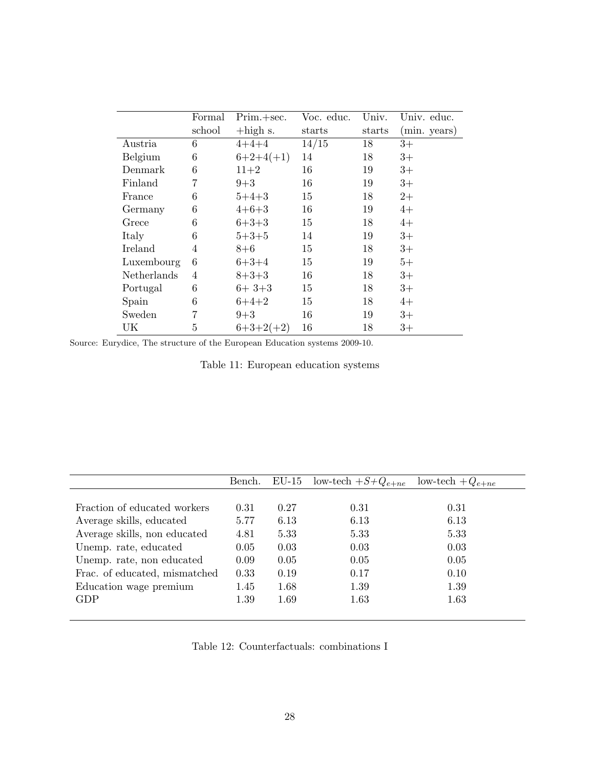| | Formal school | Prim.+sec. +high s. | Voc. educ. starts | Univ. starts | Univ. educ. (min. years) |
|---|---|---|---|---|---|
| Austria | 6 | 4+4+4 | 14/15 | 18 | 3+ |
| Belgium | 6 | 6+2+4(+1) | 14 | 18 | 3+ |
| Denmark | 6 | 11+2 | 16 | 19 | 3+ |
| Finland | 7 | 9+3 | 16 | 19 | 3+ |
| France | 6 | 5+4+3 | 15 | 18 | 2+ |
| Germany | 6 | 4+6+3 | 16 | 19 | 4+ |
| Grece | 6 | 6+3+3 | 15 | 18 | 4+ |
| Italy | 6 | 5+3+5 | 14 | 19 | 3+ |
| Ireland | 4 | 8+6 | 15 | 18 | 3+ |
| Luxembourg | 6 | 6+3+4 | 15 | 19 | 5+ |
| Netherlands | 4 | 8+3+3 | 16 | 18 | 3+ |
| Portugal | 6 | 6+ 3+3 | 15 | 18 | 3+ |
| Spain | 6 | 6+4+2 | 15 | 18 | 4+ |
| Sweden | 7 | 9+3 | 16 | 19 | 3+ |
| UK | 5 | 6+3+2(+2) | 16 | 18 | 3+ |

Source: Eurydice, The structure of the European Education systems 2009-10.

Table 11: European education systems

| | Bench. | EU-15 | low-tech $+S+Q_{e+ne}$ | low-tech $+Q_{e+ne}$ |
|---|---|---|---|---|
| Fraction of educated workers | 0.31 | 0.27 | 0.31 | 0.31 |
| Average skills, educated | 5.77 | 6.13 | 6.13 | 6.13 |
| Average skills, non educated | 4.81 | 5.33 | 5.33 | 5.33 |
| Unemp. rate, educated | 0.05 | 0.03 | 0.03 | 0.03 |
| Unemp. rate, non educated | 0.09 | 0.05 | 0.05 | 0.05 |
| Frac. of educated, mismatched | 0.33 | 0.19 | 0.17 | 0.10 |
| Education wage premium | 1.45 | 1.68 | 1.39 | 1.39 |
| GDP | 1.39 | 1.69 | 1.63 | 1.63 |

Table 12: Counterfactuals: combinations I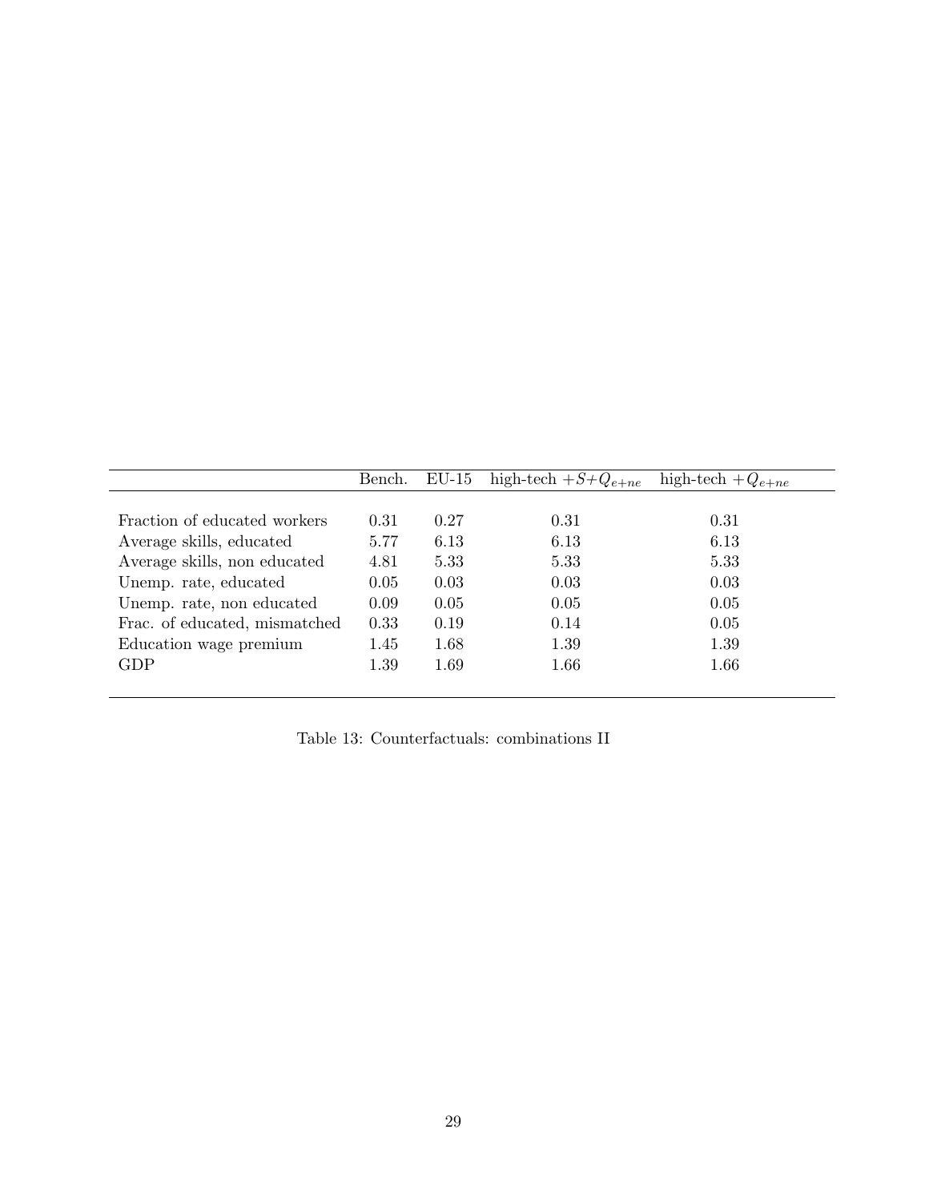| | Bench. | EU-15 | high-tech $+S$+$Q_{e+ne}$ | high-tech $+Q_{e+ne}$ |
|---|---|---|---|---|
| Fraction of educated workers | 0.31 | 0.27 | 0.31 | 0.31 |
| Average skills, educated | 5.77 | 6.13 | 6.13 | 6.13 |
| Average skills, non educated | 4.81 | 5.33 | 5.33 | 5.33 |
| Unemp. rate, educated | 0.05 | 0.03 | 0.03 | 0.03 |
| Unemp. rate, non educated | 0.09 | 0.05 | 0.05 | 0.05 |
| Frac. of educated, mismatched | 0.33 | 0.19 | 0.14 | 0.05 |
| Education wage premium | 1.45 | 1.68 | 1.39 | 1.39 |
| GDP | 1.39 | 1.69 | 1.66 | 1.66 |

Table 13: Counterfactuals: combinations II